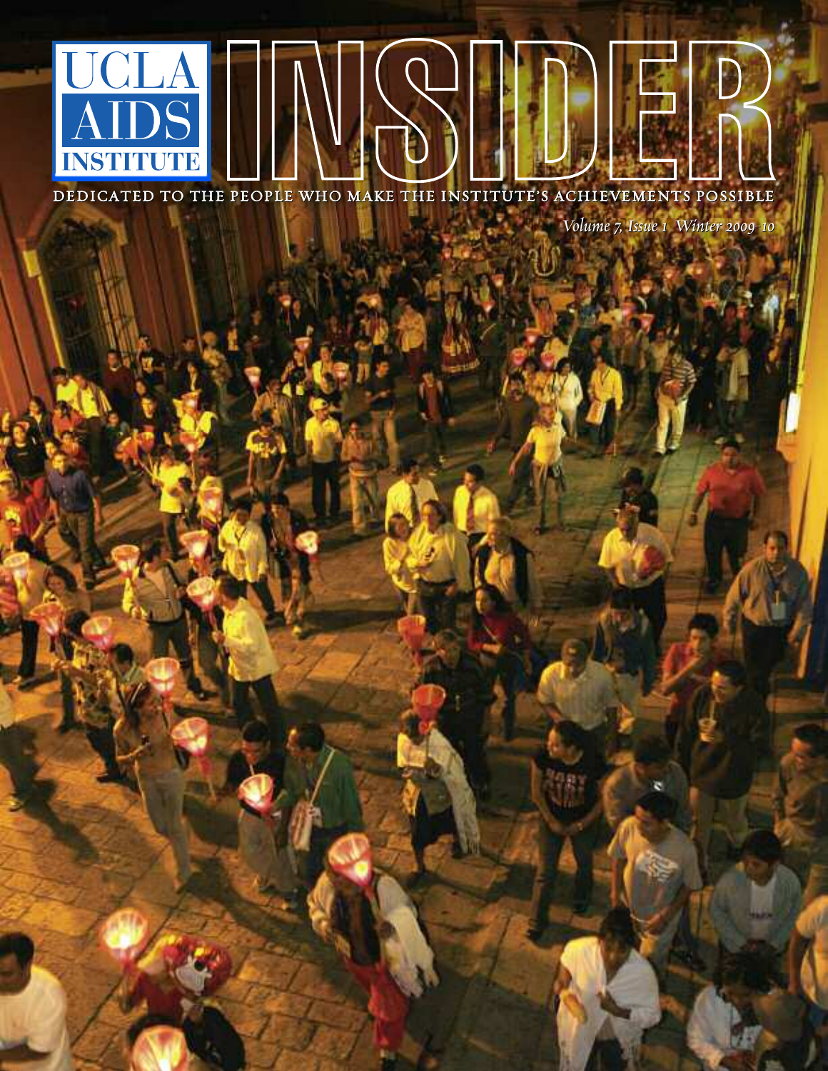# UCLA AIDS INSTITUTE

# INSIDER

DEDICATED TO THE PEOPLE WHO MAKE THE INSTITUTE'S ACHIEVEMENTS POSSIBLE

*Volume 7, Issue 1 Winter 2009–10*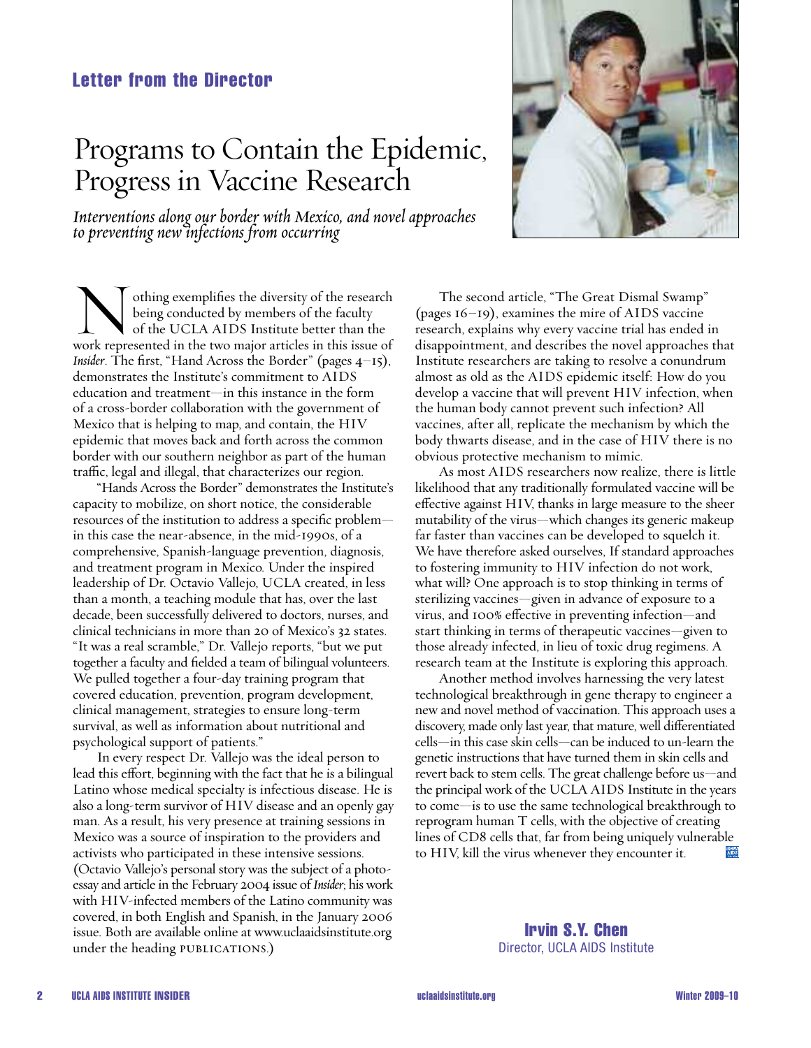## Letter from the Director

# Programs to Contain the Epidemic, Progress in Vaccine Research

*Interventions along our border with Mexico, and novel approaches to preventing new infections from occurring*

Nothing exemplifies the diversity of the research being conducted by members of the faculty of the UCLA AIDS Institute better than the work represented in the two major articles in this issue of *Insider*. The first, "Hand Across the Border" (pages 4–15), demonstrates the Institute's commitment to AIDS education and treatment—in this instance in the form of a cross-border collaboration with the government of Mexico that is helping to map, and contain, the HIV epidemic that moves back and forth across the common border with our southern neighbor as part of the human traffic, legal and illegal, that characterizes our region.

"Hands Across the Border" demonstrates the Institute's capacity to mobilize, on short notice, the considerable resources of the institution to address a specific problem—in this case the near-absence, in the mid-1990s, of a comprehensive, Spanish-language prevention, diagnosis, and treatment program in Mexico. Under the inspired leadership of Dr. Octavio Vallejo, UCLA created, in less than a month, a teaching module that has, over the last decade, been successfully delivered to doctors, nurses, and clinical technicians in more than 20 of Mexico's 32 states. "It was a real scramble," Dr. Vallejo reports, "but we put together a faculty and fielded a team of bilingual volunteers. We pulled together a four-day training program that covered education, prevention, program development, clinical management, strategies to ensure long-term survival, as well as information about nutritional and psychological support of patients."

In every respect Dr. Vallejo was the ideal person to lead this effort, beginning with the fact that he is a bilingual Latino whose medical specialty is infectious disease. He is also a long-term survivor of HIV disease and an openly gay man. As a result, his very presence at training sessions in Mexico was a source of inspiration to the providers and activists who participated in these intensive sessions. (Octavio Vallejo's personal story was the subject of a photo-essay and article in the February 2004 issue of *Insider*; his work with HIV-infected members of the Latino community was covered, in both English and Spanish, in the January 2006 issue. Both are available online at www.uclaaidsinstitute.org under the heading PUBLICATIONS.)

The second article, "The Great Dismal Swamp" (pages 16–19), examines the mire of AIDS vaccine research, explains why every vaccine trial has ended in disappointment, and describes the novel approaches that Institute researchers are taking to resolve a conundrum almost as old as the AIDS epidemic itself: How do you develop a vaccine that will prevent HIV infection, when the human body cannot prevent such infection? All vaccines, after all, replicate the mechanism by which the body thwarts disease, and in the case of HIV there is no obvious protective mechanism to mimic.

As most AIDS researchers now realize, there is little likelihood that any traditionally formulated vaccine will be effective against HIV, thanks in large measure to the sheer mutability of the virus—which changes its generic makeup far faster than vaccines can be developed to squelch it. We have therefore asked ourselves, If standard approaches to fostering immunity to HIV infection do not work, what will? One approach is to stop thinking in terms of sterilizing vaccines—given in advance of exposure to a virus, and 100% effective in preventing infection—and start thinking in terms of therapeutic vaccines—given to those already infected, in lieu of toxic drug regimens. A research team at the Institute is exploring this approach.

Another method involves harnessing the very latest technological breakthrough in gene therapy to engineer a new and novel method of vaccination. This approach uses a discovery, made only last year, that mature, well differentiated cells—in this case skin cells—can be induced to un-learn the genetic instructions that have turned them in skin cells and revert back to stem cells. The great challenge before us—and the principal work of the UCLA AIDS Institute in the years to come—is to use the same technological breakthrough to reprogram human T cells, with the objective of creating lines of CD8 cells that, far from being uniquely vulnerable to HIV, kill the virus whenever they encounter it.

**Irvin S.Y. Chen**
Director, UCLA AIDS Institute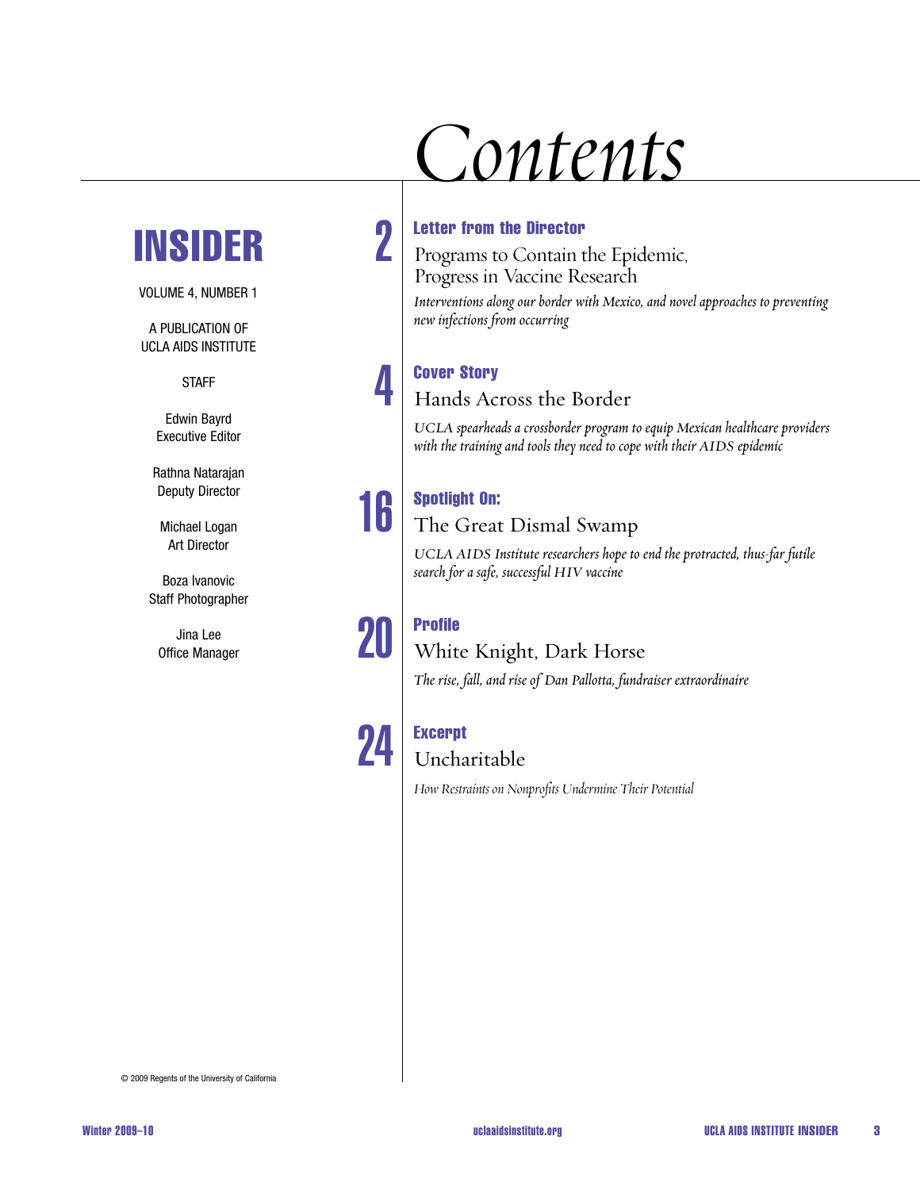# Contents

## INSIDER

VOLUME 4, NUMBER 1

A PUBLICATION OF
UCLA AIDS INSTITUTE

STAFF

Edwin Bayrd
Executive Editor

Rathna Natarajan
Deputy Director

Michael Logan
Art Director

Boza Ivanovic
Staff Photographer

Jina Lee
Office Manager

© 2009 Regents of the University of California

**2** **Letter from the Director**

Programs to Contain the Epidemic, Progress in Vaccine Research

*Interventions along our border with Mexico, and novel approaches to preventing new infections from occurring*

**4** **Cover Story**

Hands Across the Border

*UCLA spearheads a crossborder program to equip Mexican healthcare providers with the training and tools they need to cope with their AIDS epidemic*

**16** **Spotlight On:**

The Great Dismal Swamp

*UCLA AIDS Institute researchers hope to end the protracted, thus-far futile search for a safe, successful HIV vaccine*

**20** **Profile**

White Knight, Dark Horse

*The rise, fall, and rise of Dan Pallotta, fundraiser extraordinaire*

**24** **Excerpt**

Uncharitable

*How Restraints on Nonprofits Undermine Their Potential*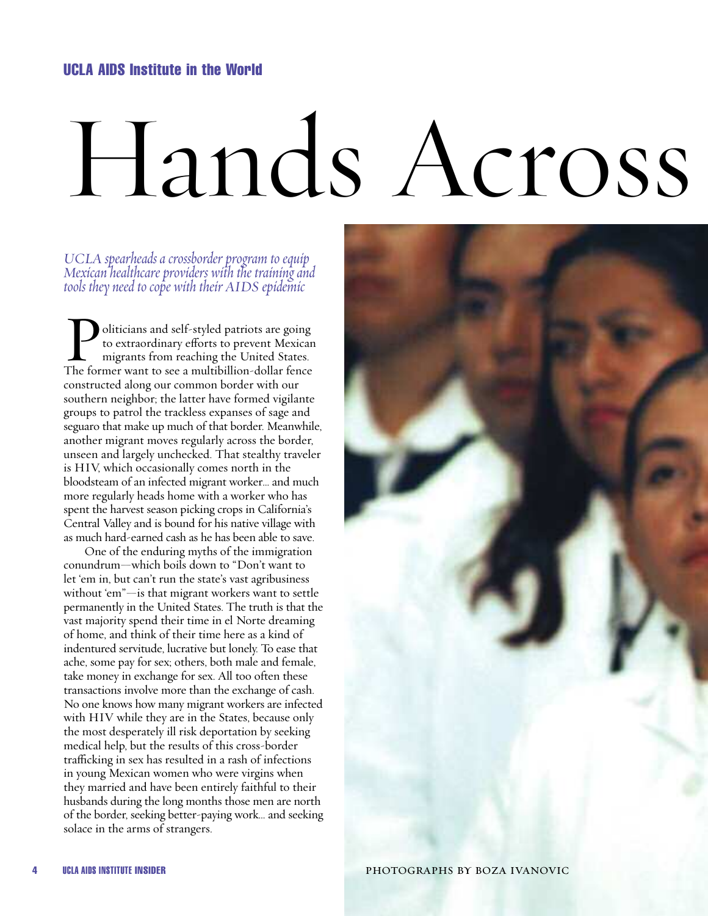UCLA AIDS Institute in the World

# Hands Across

*UCLA spearheads a crossborder program to equip Mexican healthcare providers with the training and tools they need to cope with their AIDS epidemic*

Politicians and self-styled patriots are going to extraordinary efforts to prevent Mexican migrants from reaching the United States. The former want to see a multibillion-dollar fence constructed along our common border with our southern neighbor; the latter have formed vigilante groups to patrol the trackless expanses of sage and seguaro that make up much of that border. Meanwhile, another migrant moves regularly across the border, unseen and largely unchecked. That stealthy traveler is HIV, which occasionally comes north in the bloodsteam of an infected migrant worker... and much more regularly heads home with a worker who has spent the harvest season picking crops in California's Central Valley and is bound for his native village with as much hard-earned cash as he has been able to save.

One of the enduring myths of the immigration conundrum—which boils down to "Don't want to let 'em in, but can't run the state's vast agribusiness without 'em"—is that migrant workers want to settle permanently in the United States. The truth is that the vast majority spend their time in el Norte dreaming of home, and think of their time here as a kind of indentured servitude, lucrative but lonely. To ease that ache, some pay for sex; others, both male and female, take money in exchange for sex. All too often these transactions involve more than the exchange of cash. No one knows how many migrant workers are infected with HIV while they are in the States, because only the most desperately ill risk deportation by seeking medical help, but the results of this cross-border trafficking in sex has resulted in a rash of infections in young Mexican women who were virgins when they married and have been entirely faithful to their husbands during the long months those men are north of the border, seeking better-paying work... and seeking solace in the arms of strangers.

PHOTOGRAPHS BY BOZA IVANOVIC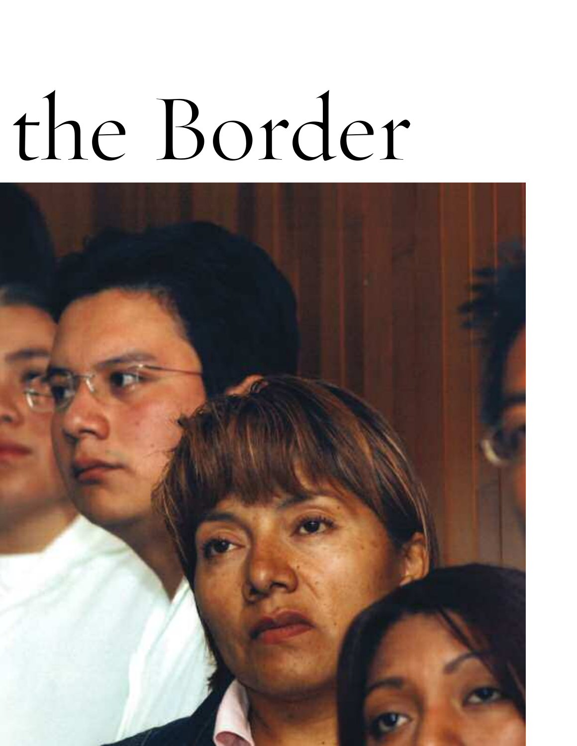# the Border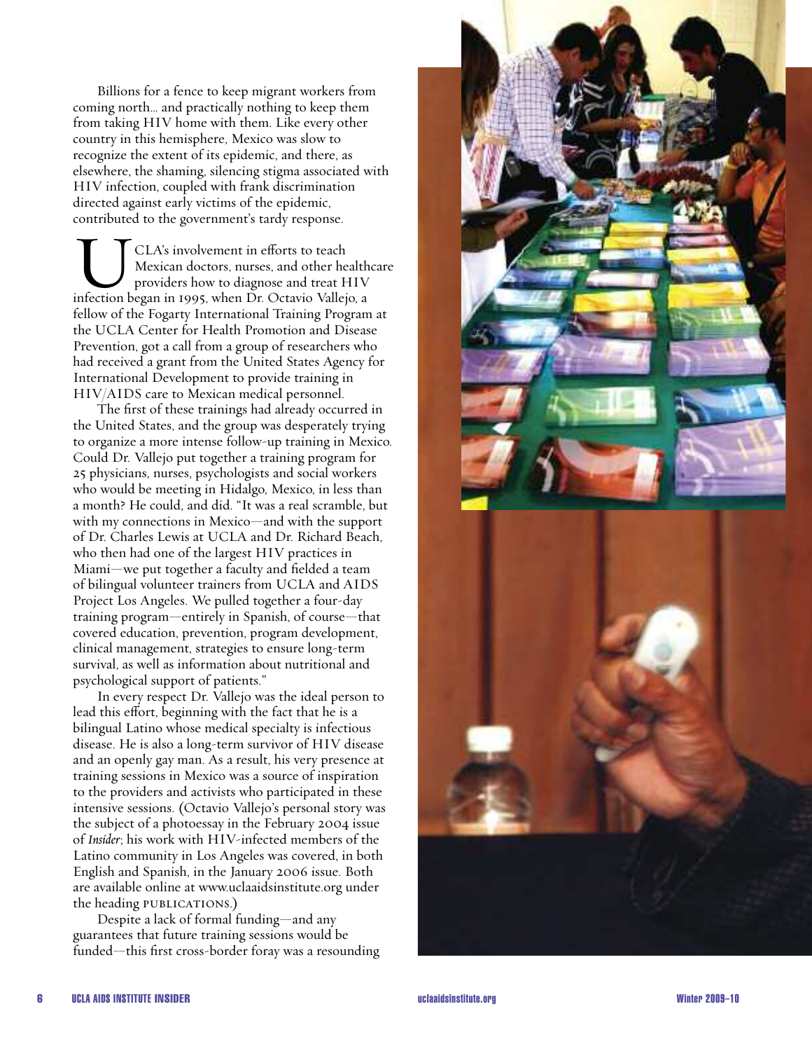Billions for a fence to keep migrant workers from coming north… and practically nothing to keep them from taking HIV home with them. Like every other country in this hemisphere, Mexico was slow to recognize the extent of its epidemic, and there, as elsewhere, the shaming, silencing stigma associated with HIV infection, coupled with frank discrimination directed against early victims of the epidemic, contributed to the government's tardy response.

UCLA's involvement in efforts to teach Mexican doctors, nurses, and other healthcare providers how to diagnose and treat HIV infection began in 1995, when Dr. Octavio Vallejo, a fellow of the Fogarty International Training Program at the UCLA Center for Health Promotion and Disease Prevention, got a call from a group of researchers who had received a grant from the United States Agency for International Development to provide training in HIV/AIDS care to Mexican medical personnel.

The first of these trainings had already occurred in the United States, and the group was desperately trying to organize a more intense follow-up training in Mexico. Could Dr. Vallejo put together a training program for 25 physicians, nurses, psychologists and social workers who would be meeting in Hidalgo, Mexico, in less than a month? He could, and did. "It was a real scramble, but with my connections in Mexico—and with the support of Dr. Charles Lewis at UCLA and Dr. Richard Beach, who then had one of the largest HIV practices in Miami—we put together a faculty and fielded a team of bilingual volunteer trainers from UCLA and AIDS Project Los Angeles. We pulled together a four-day training program—entirely in Spanish, of course—that covered education, prevention, program development, clinical management, strategies to ensure long-term survival, as well as information about nutritional and psychological support of patients."

In every respect Dr. Vallejo was the ideal person to lead this effort, beginning with the fact that he is a bilingual Latino whose medical specialty is infectious disease. He is also a long-term survivor of HIV disease and an openly gay man. As a result, his very presence at training sessions in Mexico was a source of inspiration to the providers and activists who participated in these intensive sessions. (Octavio Vallejo's personal story was the subject of a photoessay in the February 2004 issue of *Insider*; his work with HIV-infected members of the Latino community in Los Angeles was covered, in both English and Spanish, in the January 2006 issue. Both are available online at www.uclaaidsinstitute.org under the heading PUBLICATIONS.)

Despite a lack of formal funding—and any guarantees that future training sessions would be funded—this first cross-border foray was a resounding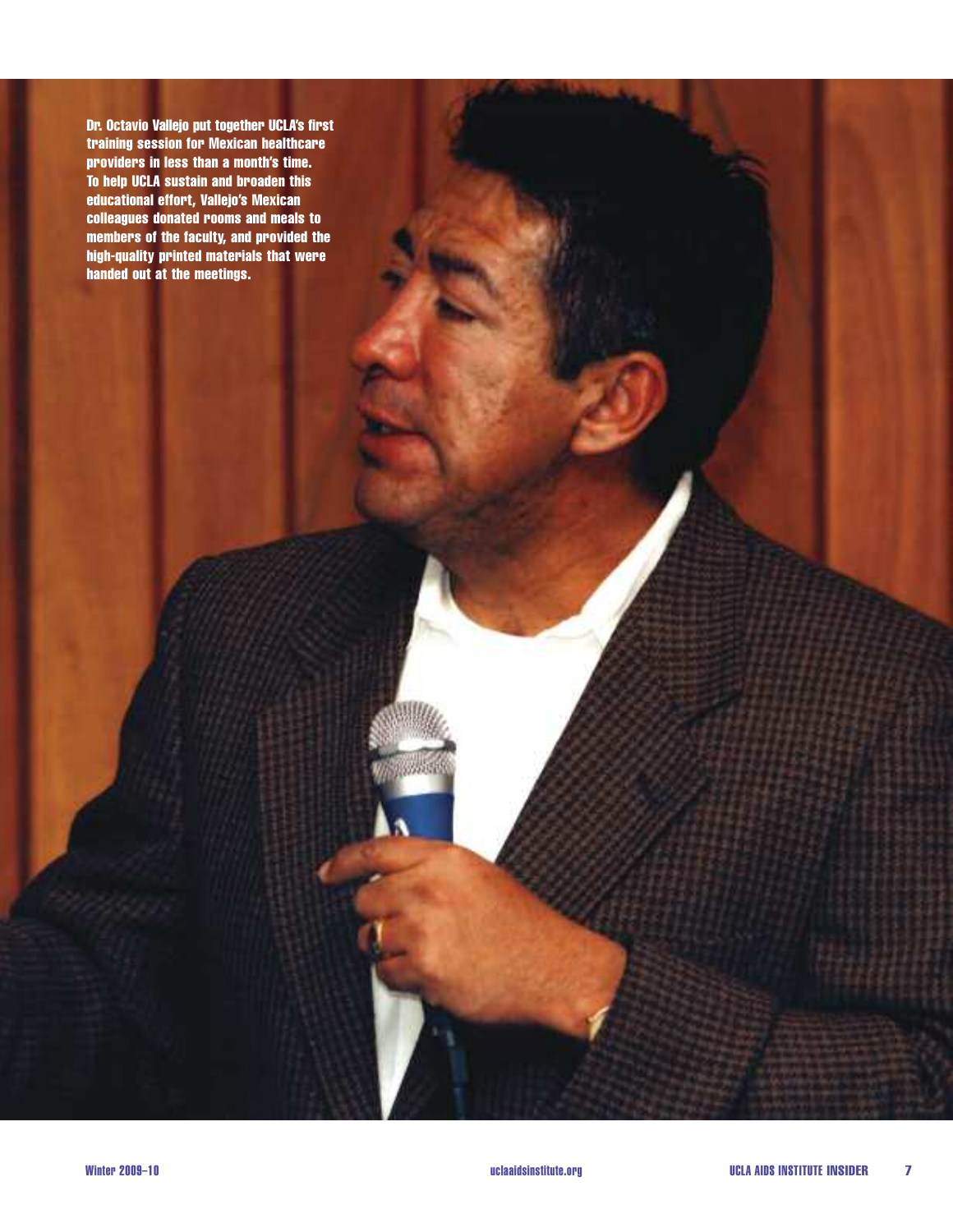Dr. Octavio Vallejo put together UCLA's first training session for Mexican healthcare providers in less than a month's time. To help UCLA sustain and broaden this educational effort, Vallejo's Mexican colleagues donated rooms and meals to members of the faculty, and provided the high-quality printed materials that were handed out at the meetings.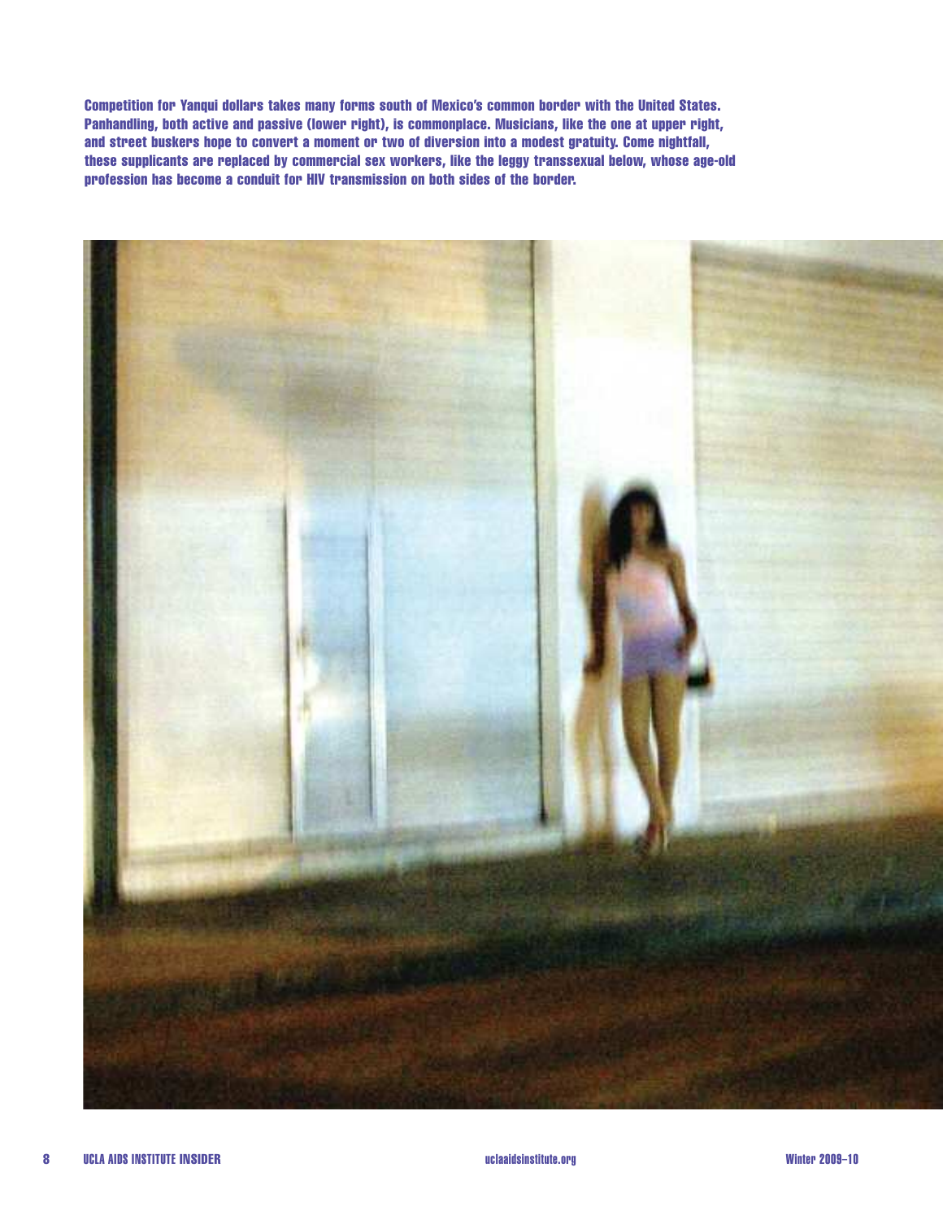**Competition for Yanqui dollars takes many forms south of Mexico's common border with the United States. Panhandling, both active and passive (lower right), is commonplace. Musicians, like the one at upper right, and street buskers hope to convert a moment or two of diversion into a modest gratuity. Come nightfall, these supplicants are replaced by commercial sex workers, like the leggy transsexual below, whose age-old profession has become a conduit for HIV transmission on both sides of the border.**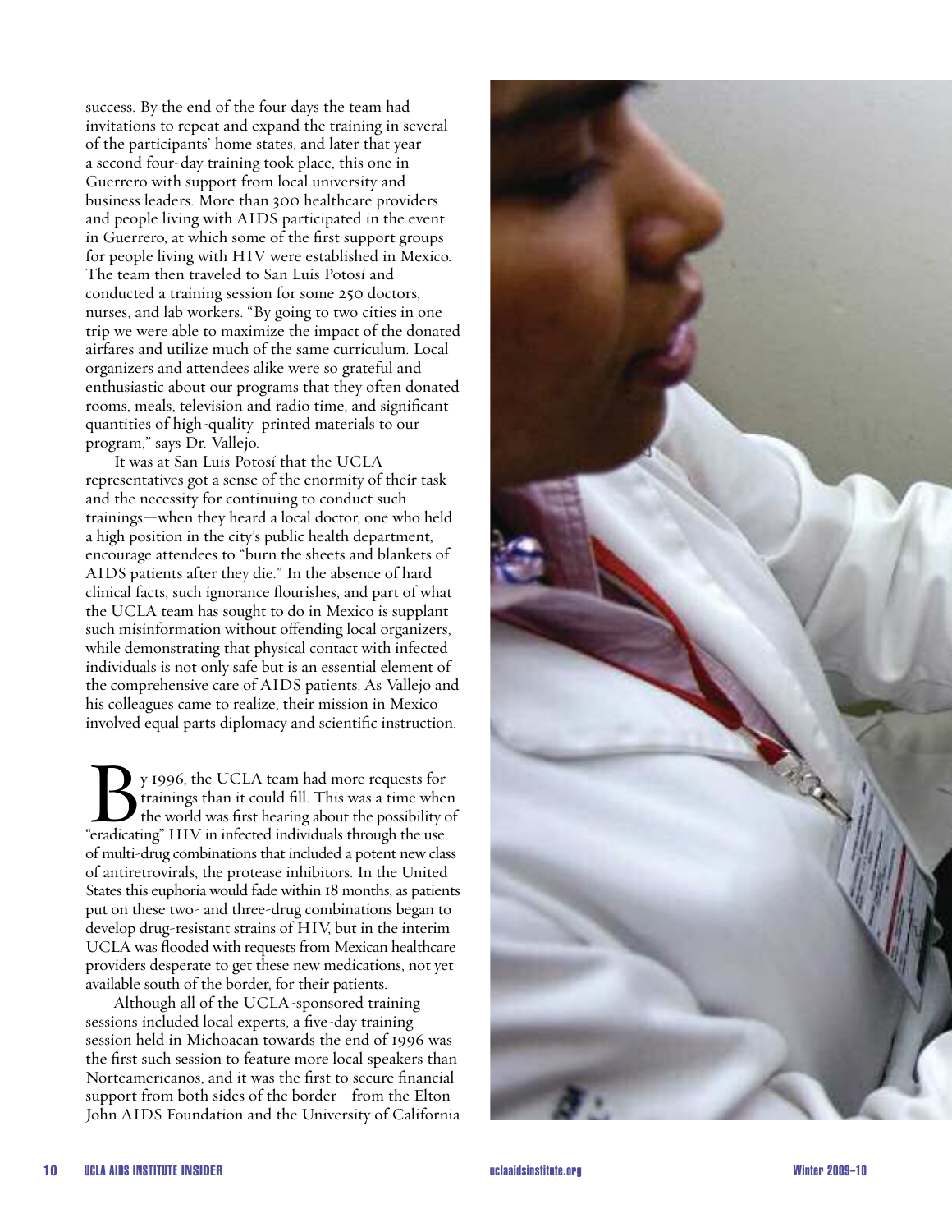success. By the end of the four days the team had invitations to repeat and expand the training in several of the participants' home states, and later that year a second four-day training took place, this one in Guerrero with support from local university and business leaders. More than 300 healthcare providers and people living with AIDS participated in the event in Guerrero, at which some of the first support groups for people living with HIV were established in Mexico. The team then traveled to San Luis Potosí and conducted a training session for some 250 doctors, nurses, and lab workers. "By going to two cities in one trip we were able to maximize the impact of the donated airfares and utilize much of the same curriculum. Local organizers and attendees alike were so grateful and enthusiastic about our programs that they often donated rooms, meals, television and radio time, and significant quantities of high-quality printed materials to our program," says Dr. Vallejo.

It was at San Luis Potosí that the UCLA representatives got a sense of the enormity of their task—and the necessity for continuing to conduct such trainings—when they heard a local doctor, one who held a high position in the city's public health department, encourage attendees to "burn the sheets and blankets of AIDS patients after they die." In the absence of hard clinical facts, such ignorance flourishes, and part of what the UCLA team has sought to do in Mexico is supplant such misinformation without offending local organizers, while demonstrating that physical contact with infected individuals is not only safe but is an essential element of the comprehensive care of AIDS patients. As Vallejo and his colleagues came to realize, their mission in Mexico involved equal parts diplomacy and scientific instruction.

By 1996, the UCLA team had more requests for trainings than it could fill. This was a time when the world was first hearing about the possibility of "eradicating" HIV in infected individuals through the use of multi-drug combinations that included a potent new class of antiretrovirals, the protease inhibitors. In the United States this euphoria would fade within 18 months, as patients put on these two- and three-drug combinations began to develop drug-resistant strains of HIV, but in the interim UCLA was flooded with requests from Mexican healthcare providers desperate to get these new medications, not yet available south of the border, for their patients.

Although all of the UCLA-sponsored training sessions included local experts, a five-day training session held in Michoacan towards the end of 1996 was the first such session to feature more local speakers than Norteamericanos, and it was the first to secure financial support from both sides of the border—from the Elton John AIDS Foundation and the University of California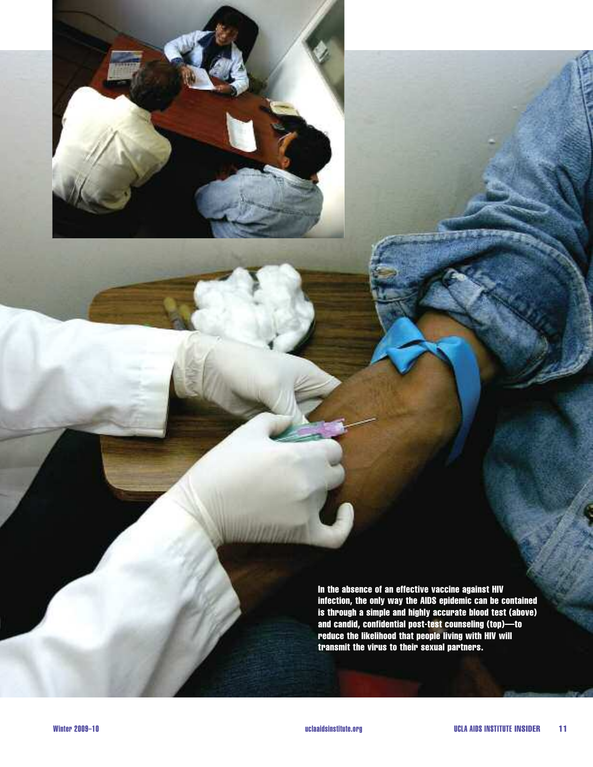In the absence of an effective vaccine against HIV infection, the only way the AIDS epidemic can be contained is through a simple and highly accurate blood test (above) and candid, confidential post-test counseling (top)—to reduce the likelihood that people living with HIV will transmit the virus to their sexual partners.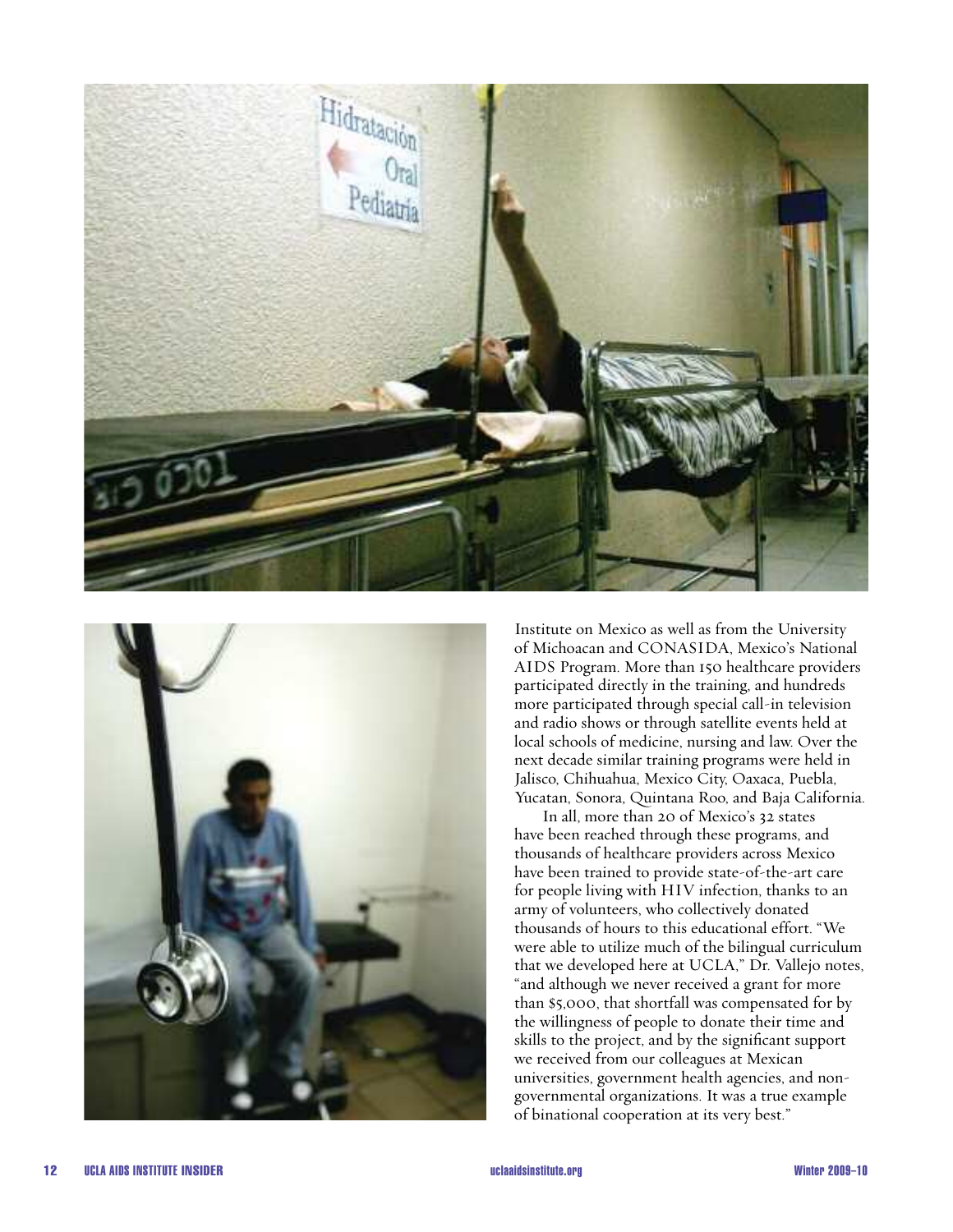Institute on Mexico as well as from the University of Michoacan and CONASIDA, Mexico's National AIDS Program. More than 150 healthcare providers participated directly in the training, and hundreds more participated through special call-in television and radio shows or through satellite events held at local schools of medicine, nursing and law. Over the next decade similar training programs were held in Jalisco, Chihuahua, Mexico City, Oaxaca, Puebla, Yucatan, Sonora, Quintana Roo, and Baja California.

In all, more than 20 of Mexico's 32 states have been reached through these programs, and thousands of healthcare providers across Mexico have been trained to provide state-of-the-art care for people living with HIV infection, thanks to an army of volunteers, who collectively donated thousands of hours to this educational effort. "We were able to utilize much of the bilingual curriculum that we developed here at UCLA," Dr. Vallejo notes, "and although we never received a grant for more than $5,000, that shortfall was compensated for by the willingness of people to donate their time and skills to the project, and by the significant support we received from our colleagues at Mexican universities, government health agencies, and non-governmental organizations. It was a true example of binational cooperation at its very best."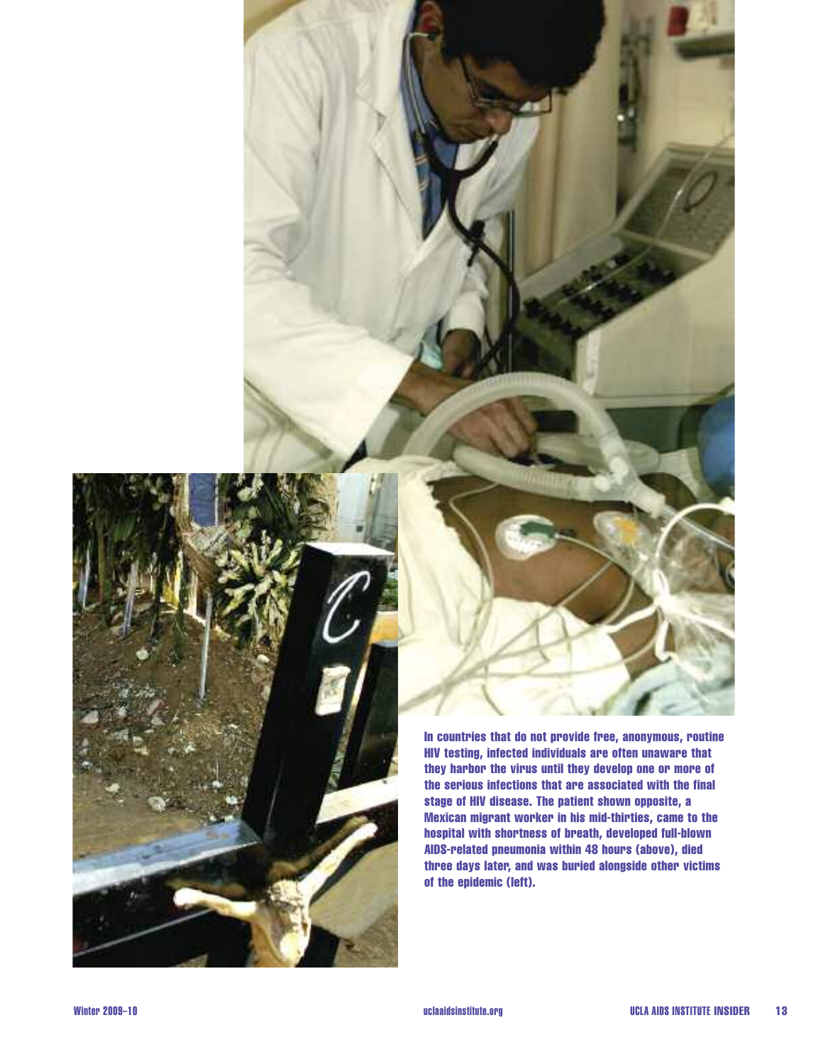In countries that do not provide free, anonymous, routine HIV testing, infected individuals are often unaware that they harbor the virus until they develop one or more of the serious infections that are associated with the final stage of HIV disease. The patient shown opposite, a Mexican migrant worker in his mid-thirties, came to the hospital with shortness of breath, developed full-blown AIDS-related pneumonia within 48 hours (above), died three days later, and was buried alongside other victims of the epidemic (left).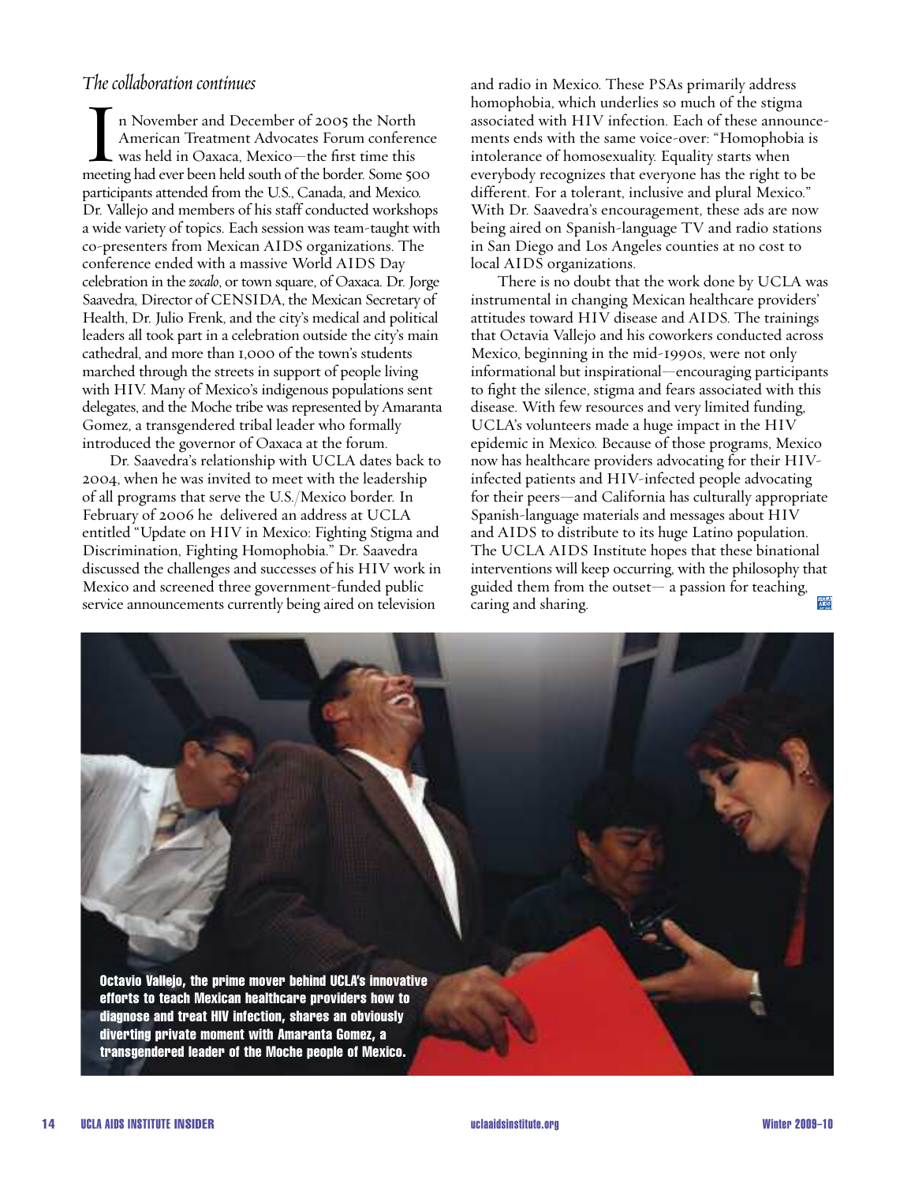## *The collaboration continues*

In November and December of 2005 the North American Treatment Advocates Forum conference was held in Oaxaca, Mexico—the first time this meeting had ever been held south of the border. Some 500 participants attended from the U.S., Canada, and Mexico. Dr. Vallejo and members of his staff conducted workshops a wide variety of topics. Each session was team-taught with co-presenters from Mexican AIDS organizations. The conference ended with a massive World AIDS Day celebration in the *zocalo*, or town square, of Oaxaca. Dr. Jorge Saavedra, Director of CENSIDA, the Mexican Secretary of Health, Dr. Julio Frenk, and the city's medical and political leaders all took part in a celebration outside the city's main cathedral, and more than 1,000 of the town's students marched through the streets in support of people living with HIV. Many of Mexico's indigenous populations sent delegates, and the Moche tribe was represented by Amaranta Gomez, a transgendered tribal leader who formally introduced the governor of Oaxaca at the forum.

Dr. Saavedra's relationship with UCLA dates back to 2004, when he was invited to meet with the leadership of all programs that serve the U.S./Mexico border. In February of 2006 he delivered an address at UCLA entitled "Update on HIV in Mexico: Fighting Stigma and Discrimination, Fighting Homophobia." Dr. Saavedra discussed the challenges and successes of his HIV work in Mexico and screened three government-funded public service announcements currently being aired on television and radio in Mexico. These PSAs primarily address homophobia, which underlies so much of the stigma associated with HIV infection. Each of these announcements ends with the same voice-over: "Homophobia is intolerance of homosexuality. Equality starts when everybody recognizes that everyone has the right to be different. For a tolerant, inclusive and plural Mexico." With Dr. Saavedra's encouragement, these ads are now being aired on Spanish-language TV and radio stations in San Diego and Los Angeles counties at no cost to local AIDS organizations.

There is no doubt that the work done by UCLA was instrumental in changing Mexican healthcare providers' attitudes toward HIV disease and AIDS. The trainings that Octavia Vallejo and his coworkers conducted across Mexico, beginning in the mid-1990s, were not only informational but inspirational—encouraging participants to fight the silence, stigma and fears associated with this disease. With few resources and very limited funding, UCLA's volunteers made a huge impact in the HIV epidemic in Mexico. Because of those programs, Mexico now has healthcare providers advocating for their HIV-infected patients and HIV-infected people advocating for their peers—and California has culturally appropriate Spanish-language materials and messages about HIV and AIDS to distribute to its huge Latino population. The UCLA AIDS Institute hopes that these binational interventions will keep occurring, with the philosophy that guided them from the outset— a passion for teaching, caring and sharing.

**Octavio Vallejo, the prime mover behind UCLA's innovative efforts to teach Mexican healthcare providers how to diagnose and treat HIV infection, shares an obviously diverting private moment with Amaranta Gomez, a transgendered leader of the Moche people of Mexico.**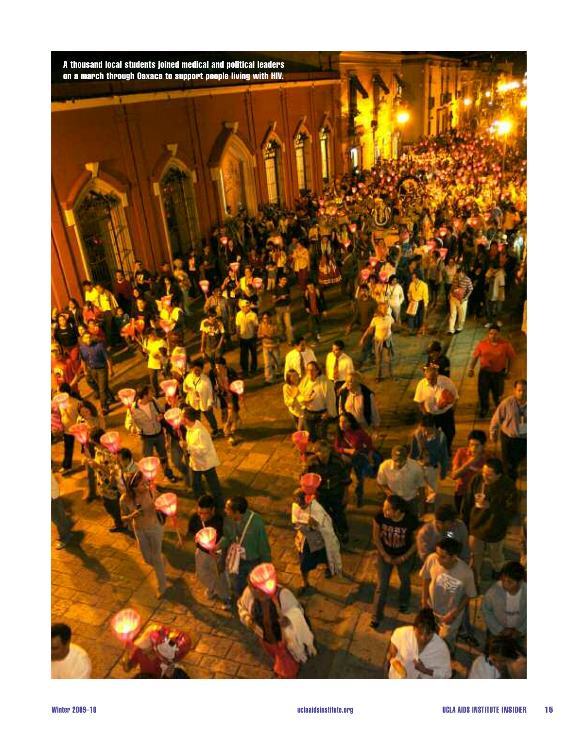A thousand local students joined medical and political leaders on a march through Oaxaca to support people living with HIV.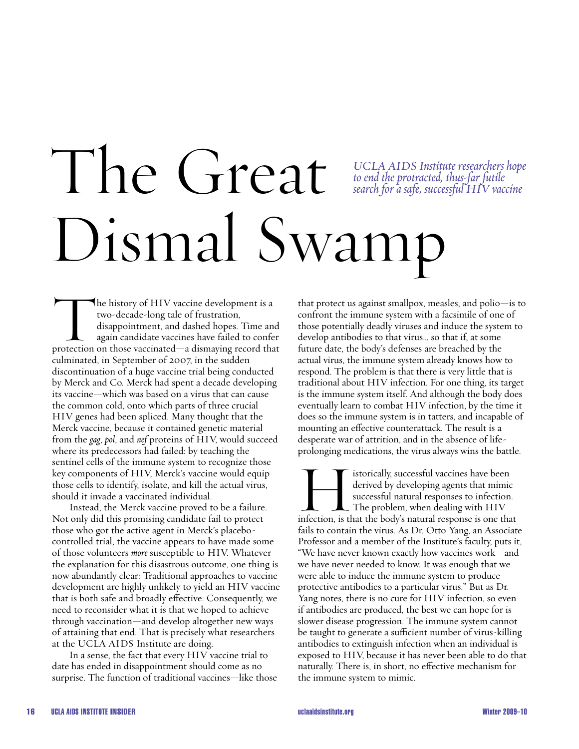# The Great Dismal Swamp

*UCLA AIDS Institute researchers hope to end the protracted, thus-far futile search for a safe, successful HIV vaccine*

The history of HIV vaccine development is a two-decade-long tale of frustration, disappointment, and dashed hopes. Time and again candidate vaccines have failed to confer protection on those vaccinated—a dismaying record that culminated, in September of 2007, in the sudden discontinuation of a huge vaccine trial being conducted by Merck and Co. Merck had spent a decade developing its vaccine—which was based on a virus that can cause the common cold, onto which parts of three crucial HIV genes had been spliced. Many thought that the Merck vaccine, because it contained genetic material from the *gag*, *pol*, and *nef* proteins of HIV, would succeed where its predecessors had failed: by teaching the sentinel cells of the immune system to recognize those key components of HIV, Merck's vaccine would equip those cells to identify, isolate, and kill the actual virus, should it invade a vaccinated individual.

Instead, the Merck vaccine proved to be a failure. Not only did this promising candidate fail to protect those who got the active agent in Merck's placebo-controlled trial, the vaccine appears to have made some of those volunteers *more* susceptible to HIV. Whatever the explanation for this disastrous outcome, one thing is now abundantly clear: Traditional approaches to vaccine development are highly unlikely to yield an HIV vaccine that is both safe and broadly effective. Consequently, we need to reconsider what it is that we hoped to achieve through vaccination—and develop altogether new ways of attaining that end. That is precisely what researchers at the UCLA AIDS Institute are doing.

In a sense, the fact that every HIV vaccine trial to date has ended in disappointment should come as no surprise. The function of traditional vaccines—like those that protect us against smallpox, measles, and polio—is to confront the immune system with a facsimile of one of those potentially deadly viruses and induce the system to develop antibodies to that virus... so that if, at some future date, the body's defenses are breached by the actual virus, the immune system already knows how to respond. The problem is that there is very little that is traditional about HIV infection. For one thing, its target is the immune system itself. And although the body does eventually learn to combat HIV infection, by the time it does so the immune system is in tatters, and incapable of mounting an effective counterattack. The result is a desperate war of attrition, and in the absence of life-prolonging medications, the virus always wins the battle.

Historically, successful vaccines have been derived by developing agents that mimic successful natural responses to infection. The problem, when dealing with HIV infection, is that the body's natural response is one that fails to contain the virus. As Dr. Otto Yang, an Associate Professor and a member of the Institute's faculty, puts it, "We have never known exactly how vaccines work—and we have never needed to know. It was enough that we were able to induce the immune system to produce protective antibodies to a particular virus." But as Dr. Yang notes, there is no cure for HIV infection, so even if antibodies are produced, the best we can hope for is slower disease progression. The immune system cannot be taught to generate a sufficient number of virus-killing antibodies to extinguish infection when an individual is exposed to HIV, because it has never been able to do that naturally. There is, in short, no effective mechanism for the immune system to mimic.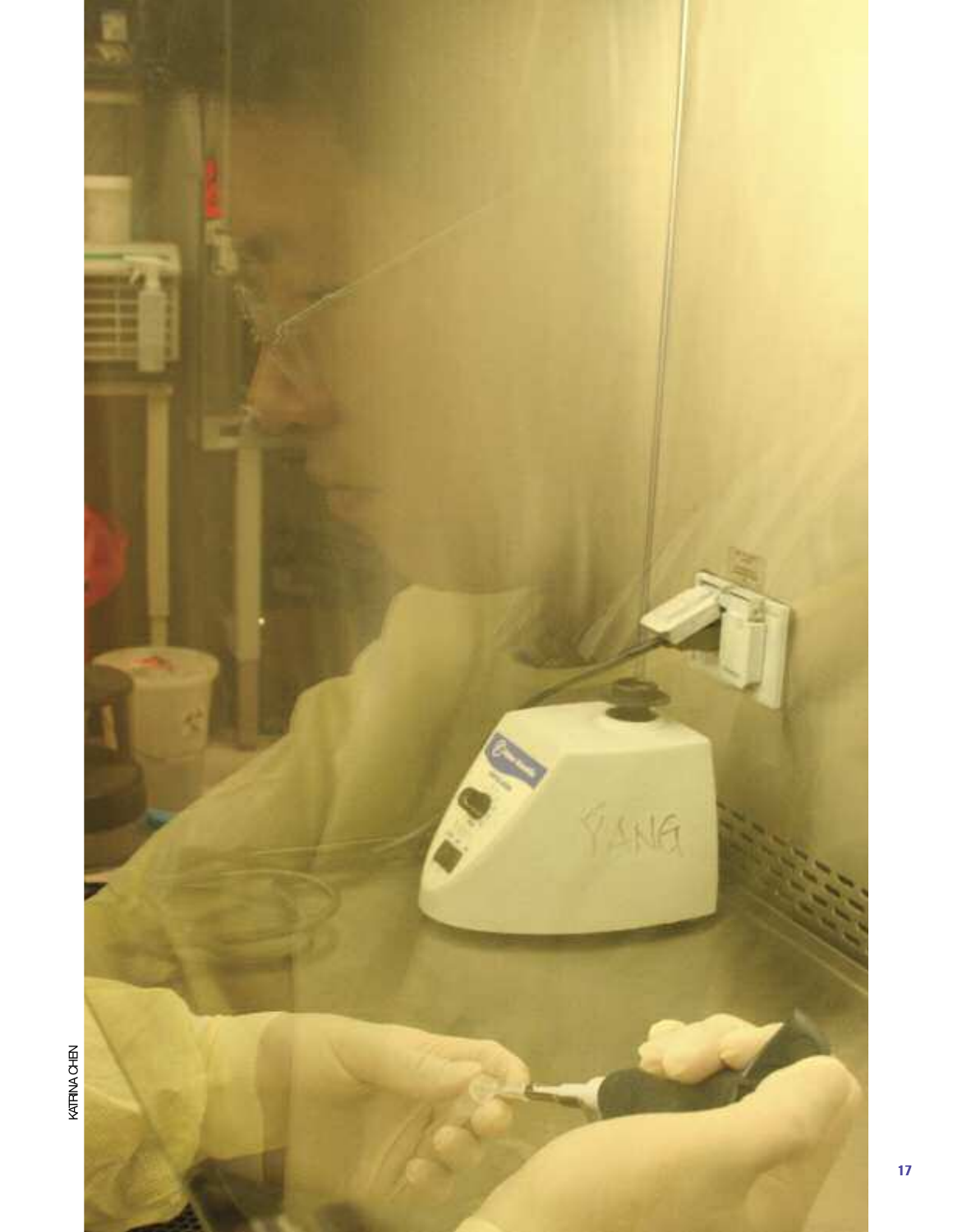KATRINA CHEN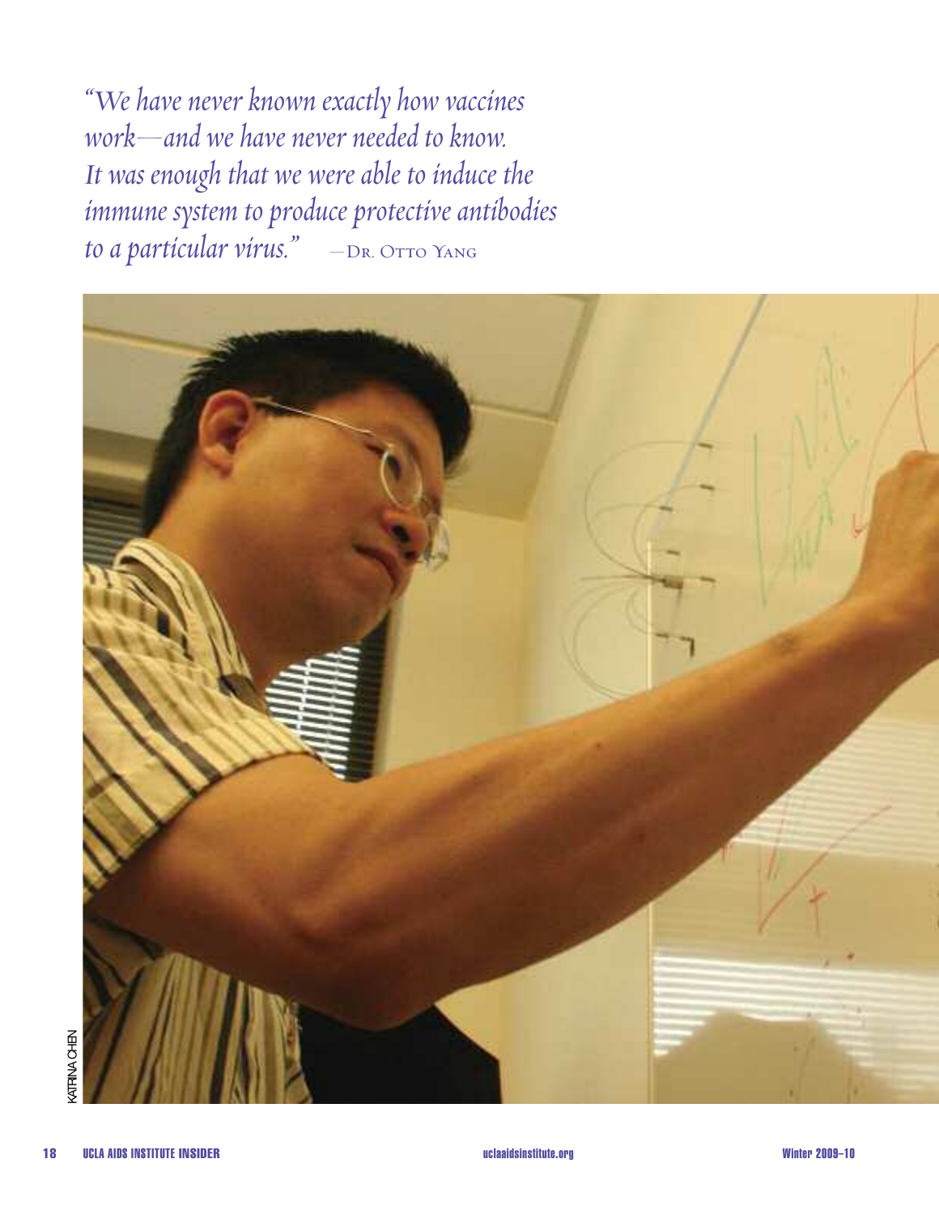*"We have never known exactly how vaccines work—and we have never needed to know. It was enough that we were able to induce the immune system to produce protective antibodies to a particular virus."* —Dr. Otto Yang

KATRINA CHEN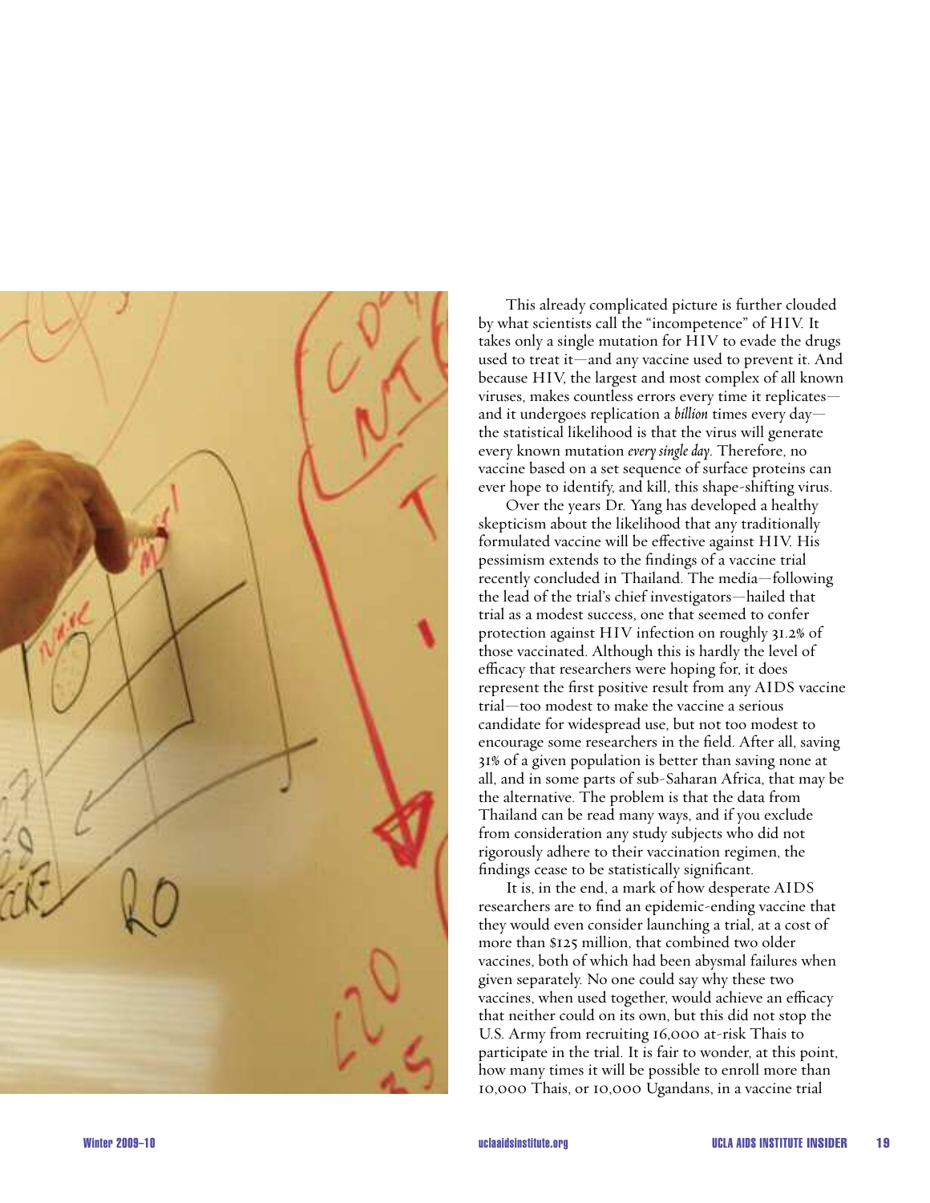This already complicated picture is further clouded by what scientists call the "incompetence" of HIV. It takes only a single mutation for HIV to evade the drugs used to treat it—and any vaccine used to prevent it. And because HIV, the largest and most complex of all known viruses, makes countless errors every time it replicates—and it undergoes replication a *billion* times every day—the statistical likelihood is that the virus will generate every known mutation *every single day*. Therefore, no vaccine based on a set sequence of surface proteins can ever hope to identify, and kill, this shape-shifting virus.

Over the years Dr. Yang has developed a healthy skepticism about the likelihood that any traditionally formulated vaccine will be effective against HIV. His pessimism extends to the findings of a vaccine trial recently concluded in Thailand. The media—following the lead of the trial's chief investigators—hailed that trial as a modest success, one that seemed to confer protection against HIV infection on roughly 31.2% of those vaccinated. Although this is hardly the level of efficacy that researchers were hoping for, it does represent the first positive result from any AIDS vaccine trial—too modest to make the vaccine a serious candidate for widespread use, but not too modest to encourage some researchers in the field. After all, saving 31% of a given population is better than saving none at all, and in some parts of sub-Saharan Africa, that may be the alternative. The problem is that the data from Thailand can be read many ways, and if you exclude from consideration any study subjects who did not rigorously adhere to their vaccination regimen, the findings cease to be statistically significant.

It is, in the end, a mark of how desperate AIDS researchers are to find an epidemic-ending vaccine that they would even consider launching a trial, at a cost of more than $125 million, that combined two older vaccines, both of which had been abysmal failures when given separately. No one could say why these two vaccines, when used together, would achieve an efficacy that neither could on its own, but this did not stop the U.S. Army from recruiting 16,000 at-risk Thais to participate in the trial. It is fair to wonder, at this point, how many times it will be possible to enroll more than 10,000 Thais, or 10,000 Ugandans, in a vaccine trial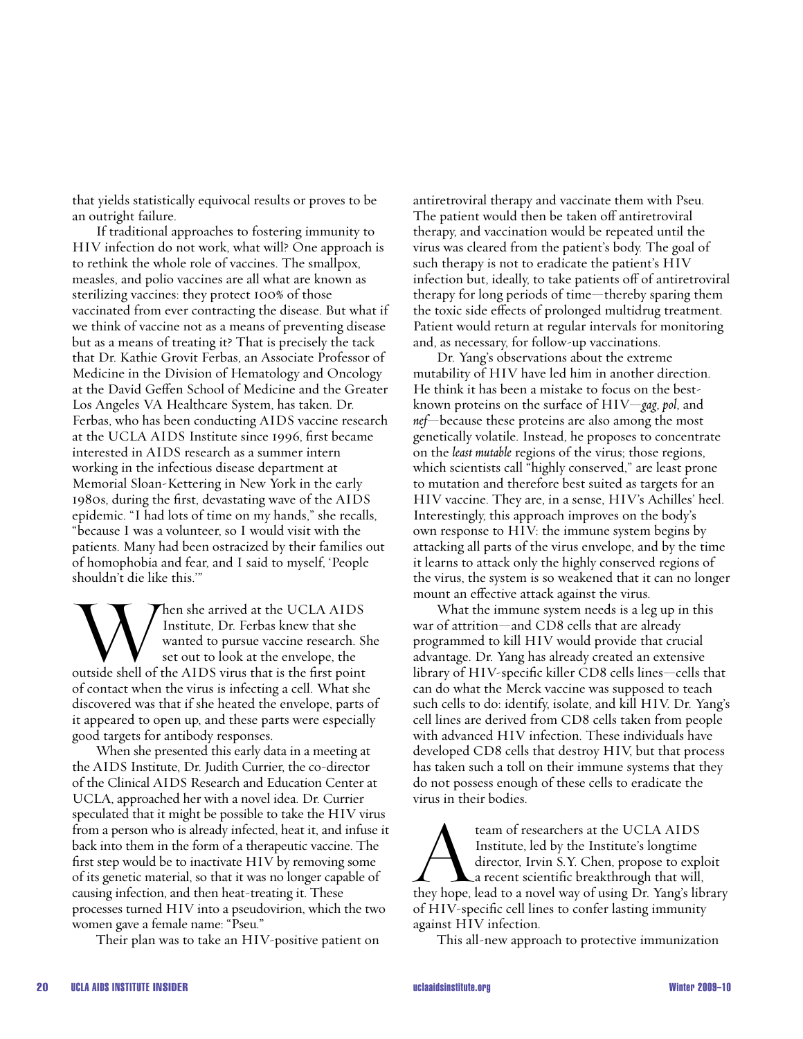that yields statistically equivocal results or proves to be an outright failure.

If traditional approaches to fostering immunity to HIV infection do not work, what will? One approach is to rethink the whole role of vaccines. The smallpox, measles, and polio vaccines are all what are known as sterilizing vaccines: they protect 100% of those vaccinated from ever contracting the disease. But what if we think of vaccine not as a means of preventing disease but as a means of treating it? That is precisely the tack that Dr. Kathie Grovit Ferbas, an Associate Professor of Medicine in the Division of Hematology and Oncology at the David Geffen School of Medicine and the Greater Los Angeles VA Healthcare System, has taken. Dr. Ferbas, who has been conducting AIDS vaccine research at the UCLA AIDS Institute since 1996, first became interested in AIDS research as a summer intern working in the infectious disease department at Memorial Sloan-Kettering in New York in the early 1980s, during the first, devastating wave of the AIDS epidemic. "I had lots of time on my hands," she recalls, "because I was a volunteer, so I would visit with the patients. Many had been ostracized by their families out of homophobia and fear, and I said to myself, 'People shouldn't die like this.'"

When she arrived at the UCLA AIDS Institute, Dr. Ferbas knew that she wanted to pursue vaccine research. She set out to look at the envelope, the outside shell of the AIDS virus that is the first point of contact when the virus is infecting a cell. What she discovered was that if she heated the envelope, parts of it appeared to open up, and these parts were especially good targets for antibody responses.

When she presented this early data in a meeting at the AIDS Institute, Dr. Judith Currier, the co-director of the Clinical AIDS Research and Education Center at UCLA, approached her with a novel idea. Dr. Currier speculated that it might be possible to take the HIV virus from a person who is already infected, heat it, and infuse it back into them in the form of a therapeutic vaccine. The first step would be to inactivate HIV by removing some of its genetic material, so that it was no longer capable of causing infection, and then heat-treating it. These processes turned HIV into a pseudovirion, which the two women gave a female name: "Pseu."

Their plan was to take an HIV-positive patient on antiretroviral therapy and vaccinate them with Pseu. The patient would then be taken off antiretroviral therapy, and vaccination would be repeated until the virus was cleared from the patient's body. The goal of such therapy is not to eradicate the patient's HIV infection but, ideally, to take patients off of antiretroviral therapy for long periods of time—thereby sparing them the toxic side effects of prolonged multidrug treatment. Patient would return at regular intervals for monitoring and, as necessary, for follow-up vaccinations.

Dr. Yang's observations about the extreme mutability of HIV have led him in another direction. He think it has been a mistake to focus on the best-known proteins on the surface of HIV—*gag*, *pol*, and *nef*—because these proteins are also among the most genetically volatile. Instead, he proposes to concentrate on the *least mutable* regions of the virus; those regions, which scientists call "highly conserved," are least prone to mutation and therefore best suited as targets for an HIV vaccine. They are, in a sense, HIV's Achilles' heel. Interestingly, this approach improves on the body's own response to HIV: the immune system begins by attacking all parts of the virus envelope, and by the time it learns to attack only the highly conserved regions of the virus, the system is so weakened that it can no longer mount an effective attack against the virus.

What the immune system needs is a leg up in this war of attrition—and CD8 cells that are already programmed to kill HIV would provide that crucial advantage. Dr. Yang has already created an extensive library of HIV-specific killer CD8 cells lines—cells that can do what the Merck vaccine was supposed to teach such cells to do: identify, isolate, and kill HIV. Dr. Yang's cell lines are derived from CD8 cells taken from people with advanced HIV infection. These individuals have developed CD8 cells that destroy HIV, but that process has taken such a toll on their immune systems that they do not possess enough of these cells to eradicate the virus in their bodies.

A team of researchers at the UCLA AIDS Institute, led by the Institute's longtime director, Irvin S.Y. Chen, propose to exploit a recent scientific breakthrough that will, they hope, lead to a novel way of using Dr. Yang's library of HIV-specific cell lines to confer lasting immunity against HIV infection.

This all-new approach to protective immunization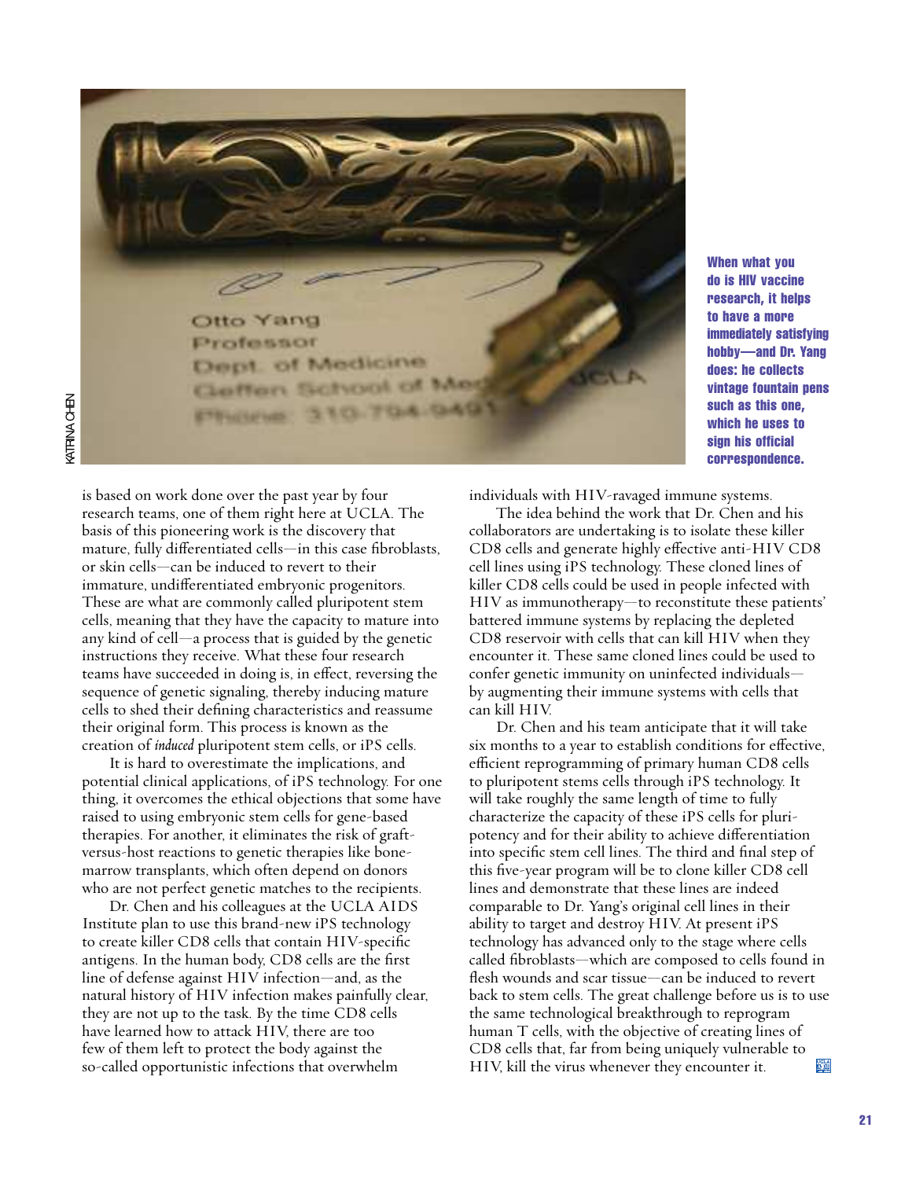When what you do is HIV vaccine research, it helps to have a more immediately satisfying hobby—and Dr. Yang does: he collects vintage fountain pens such as this one, which he uses to sign his official correspondence.

is based on work done over the past year by four research teams, one of them right here at UCLA. The basis of this pioneering work is the discovery that mature, fully differentiated cells—in this case fibroblasts, or skin cells—can be induced to revert to their immature, undifferentiated embryonic progenitors. These are what are commonly called pluripotent stem cells, meaning that they have the capacity to mature into any kind of cell—a process that is guided by the genetic instructions they receive. What these four research teams have succeeded in doing is, in effect, reversing the sequence of genetic signaling, thereby inducing mature cells to shed their defining characteristics and reassume their original form. This process is known as the creation of *induced* pluripotent stem cells, or iPS cells.

It is hard to overestimate the implications, and potential clinical applications, of iPS technology. For one thing, it overcomes the ethical objections that some have raised to using embryonic stem cells for gene-based therapies. For another, it eliminates the risk of graft-versus-host reactions to genetic therapies like bone-marrow transplants, which often depend on donors who are not perfect genetic matches to the recipients.

Dr. Chen and his colleagues at the UCLA AIDS Institute plan to use this brand-new iPS technology to create killer CD8 cells that contain HIV-specific antigens. In the human body, CD8 cells are the first line of defense against HIV infection—and, as the natural history of HIV infection makes painfully clear, they are not up to the task. By the time CD8 cells have learned how to attack HIV, there are too few of them left to protect the body against the so-called opportunistic infections that overwhelm individuals with HIV-ravaged immune systems.

The idea behind the work that Dr. Chen and his collaborators are undertaking is to isolate these killer CD8 cells and generate highly effective anti-HIV CD8 cell lines using iPS technology. These cloned lines of killer CD8 cells could be used in people infected with HIV as immunotherapy—to reconstitute these patients' battered immune systems by replacing the depleted CD8 reservoir with cells that can kill HIV when they encounter it. These same cloned lines could be used to confer genetic immunity on uninfected individuals—by augmenting their immune systems with cells that can kill HIV.

Dr. Chen and his team anticipate that it will take six months to a year to establish conditions for effective, efficient reprogramming of primary human CD8 cells to pluripotent stems cells through iPS technology. It will take roughly the same length of time to fully characterize the capacity of these iPS cells for pluripotency and for their ability to achieve differentiation into specific stem cell lines. The third and final step of this five-year program will be to clone killer CD8 cell lines and demonstrate that these lines are indeed comparable to Dr. Yang's original cell lines in their ability to target and destroy HIV. At present iPS technology has advanced only to the stage where cells called fibroblasts—which are composed to cells found in flesh wounds and scar tissue—can be induced to revert back to stem cells. The great challenge before us is to use the same technological breakthrough to reprogram human T cells, with the objective of creating lines of CD8 cells that, far from being uniquely vulnerable to HIV, kill the virus whenever they encounter it.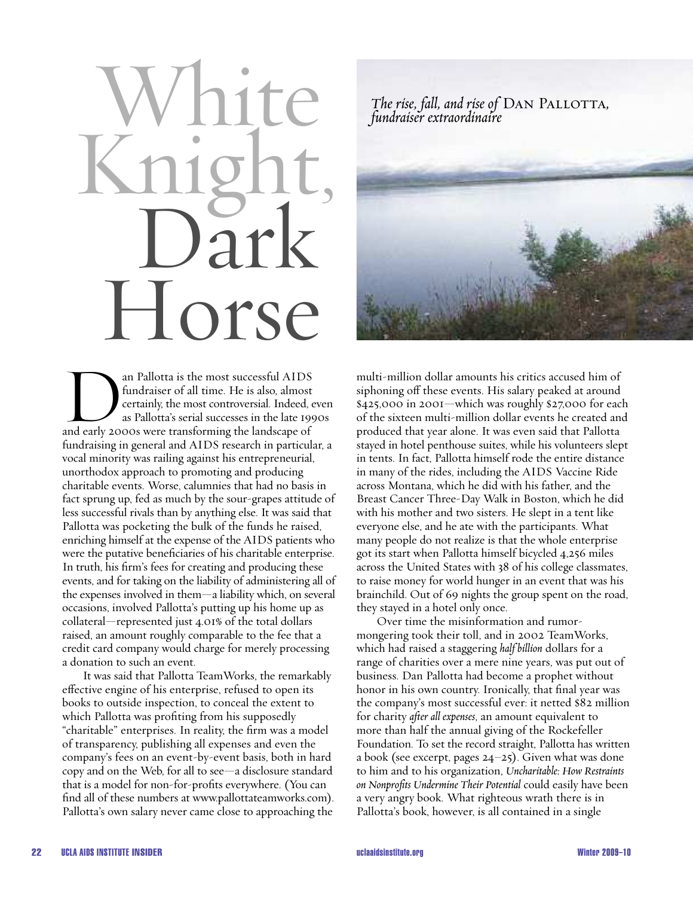# White Knight, Dark Horse

*The rise, fall, and rise of* Dan Pallotta, *fundraiser extraordinaire*

Dan Pallotta is the most successful AIDS fundraiser of all time. He is also, almost certainly, the most controversial. Indeed, even as Pallotta's serial successes in the late 1990s and early 2000s were transforming the landscape of fundraising in general and AIDS research in particular, a vocal minority was railing against his entrepreneurial, unorthodox approach to promoting and producing charitable events. Worse, calumnies that had no basis in fact sprung up, fed as much by the sour-grapes attitude of less successful rivals than by anything else. It was said that Pallotta was pocketing the bulk of the funds he raised, enriching himself at the expense of the AIDS patients who were the putative beneficiaries of his charitable enterprise. In truth, his firm's fees for creating and producing these events, and for taking on the liability of administering all of the expenses involved in them—a liability which, on several occasions, involved Pallotta's putting up his home up as collateral—represented just 4.01% of the total dollars raised, an amount roughly comparable to the fee that a credit card company would charge for merely processing a donation to such an event.

It was said that Pallotta TeamWorks, the remarkably effective engine of his enterprise, refused to open its books to outside inspection, to conceal the extent to which Pallotta was profiting from his supposedly "charitable" enterprises. In reality, the firm was a model of transparency, publishing all expenses and even the company's fees on an event-by-event basis, both in hard copy and on the Web, for all to see—a disclosure standard that is a model for non-for-profits everywhere. (You can find all of these numbers at www.pallottateamworks.com). Pallotta's own salary never came close to approaching the multi-million dollar amounts his critics accused him of siphoning off these events. His salary peaked at around $425,000 in 2001—which was roughly $27,000 for each of the sixteen multi-million dollar events he created and produced that year alone. It was even said that Pallotta stayed in hotel penthouse suites, while his volunteers slept in tents. In fact, Pallotta himself rode the entire distance in many of the rides, including the AIDS Vaccine Ride across Montana, which he did with his father, and the Breast Cancer Three-Day Walk in Boston, which he did with his mother and two sisters. He slept in a tent like everyone else, and he ate with the participants. What many people do not realize is that the whole enterprise got its start when Pallotta himself bicycled 4,256 miles across the United States with 38 of his college classmates, to raise money for world hunger in an event that was his brainchild. Out of 69 nights the group spent on the road, they stayed in a hotel only once.

Over time the misinformation and rumor-mongering took their toll, and in 2002 TeamWorks, which had raised a staggering *half billion* dollars for a range of charities over a mere nine years, was put out of business. Dan Pallotta had become a prophet without honor in his own country. Ironically, that final year was the company's most successful ever: it netted $82 million for charity *after all expenses*, an amount equivalent to more than half the annual giving of the Rockefeller Foundation. To set the record straight, Pallotta has written a book (see excerpt, pages 24–25). Given what was done to him and to his organization, *Uncharitable: How Restraints on Nonprofits Undermine Their Potential* could easily have been a very angry book. What righteous wrath there is in Pallotta's book, however, is all contained in a single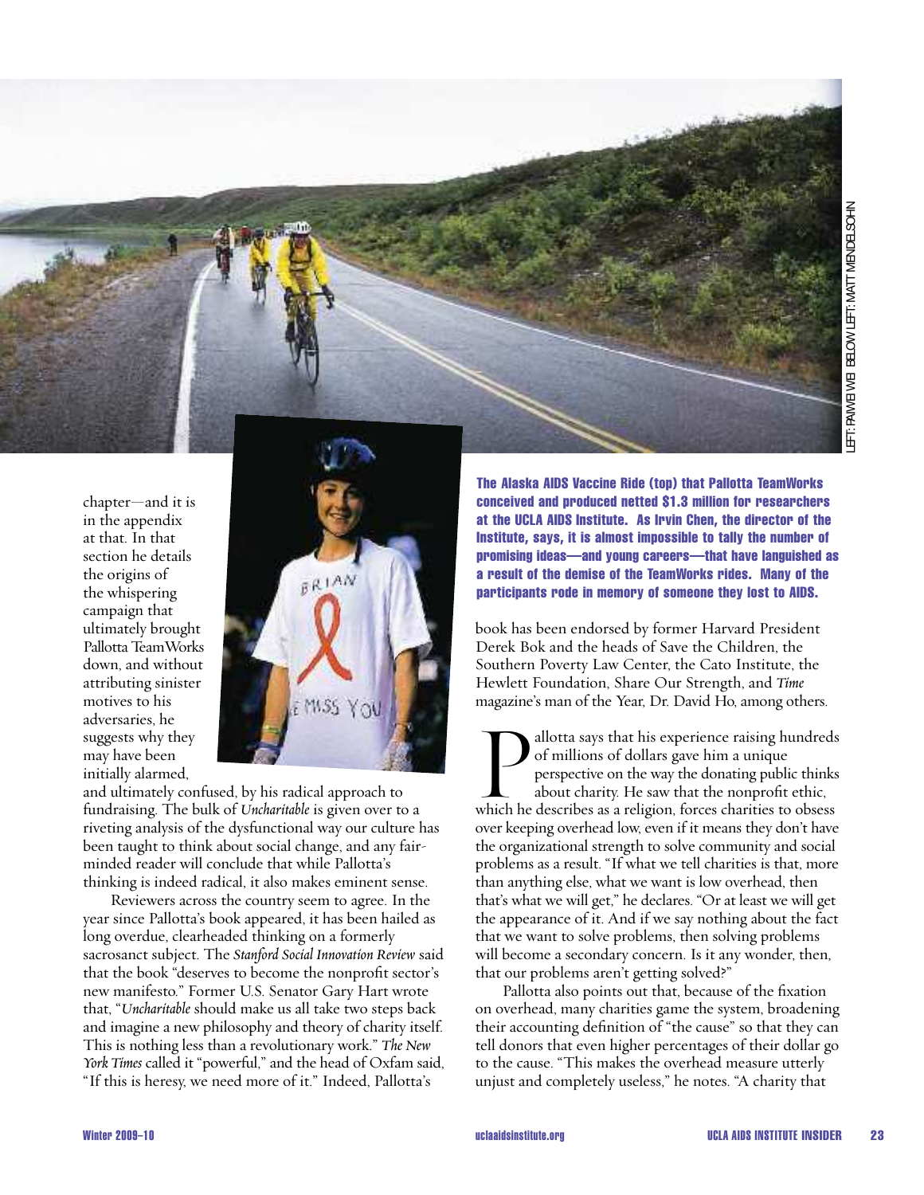chapter—and it is in the appendix at that. In that section he details the origins of the whispering campaign that ultimately brought Pallotta TeamWorks down, and without attributing sinister motives to his adversaries, he suggests why they may have been initially alarmed, and ultimately confused, by his radical approach to fundraising. The bulk of *Uncharitable* is given over to a riveting analysis of the dysfunctional way our culture has been taught to think about social change, and any fair-minded reader will conclude that while Pallotta's thinking is indeed radical, it also makes eminent sense.

Reviewers across the country seem to agree. In the year since Pallotta's book appeared, it has been hailed as long overdue, clearheaded thinking on a formerly sacrosanct subject. The *Stanford Social Innovation Review* said that the book "deserves to become the nonprofit sector's new manifesto." Former U.S. Senator Gary Hart wrote that, "*Uncharitable* should make us all take two steps back and imagine a new philosophy and theory of charity itself. This is nothing less than a revolutionary work." *The New York Times* called it "powerful," and the head of Oxfam said, "If this is heresy, we need more of it." Indeed, Pallotta's book has been endorsed by former Harvard President Derek Bok and the heads of Save the Children, the Southern Poverty Law Center, the Cato Institute, the Hewlett Foundation, Share Our Strength, and *Time* magazine's man of the Year, Dr. David Ho, among others.

**The Alaska AIDS Vaccine Ride (top) that Pallotta TeamWorks conceived and produced netted $1.3 million for researchers at the UCLA AIDS Institute. As Irvin Chen, the director of the Institute, says, it is almost impossible to tally the number of promising ideas—and young careers—that have languished as a result of the demise of the TeamWorks rides. Many of the participants rode in memory of someone they lost to AIDS.**

LEFT: PAWEI WEI BELOW LEFT: MATT MENDELSOHN

Pallotta says that his experience raising hundreds of millions of dollars gave him a unique perspective on the way the donating public thinks about charity. He saw that the nonprofit ethic, which he describes as a religion, forces charities to obsess over keeping overhead low, even if it means they don't have the organizational strength to solve community and social problems as a result. "If what we tell charities is that, more than anything else, what we want is low overhead, then that's what we will get," he declares. "Or at least we will get the appearance of it. And if we say nothing about the fact that we want to solve problems, then solving problems will become a secondary concern. Is it any wonder, then, that our problems aren't getting solved?"

Pallotta also points out that, because of the fixation on overhead, many charities game the system, broadening their accounting definition of "the cause" so that they can tell donors that even higher percentages of their dollar go to the cause. "This makes the overhead measure utterly unjust and completely useless," he notes. "A charity that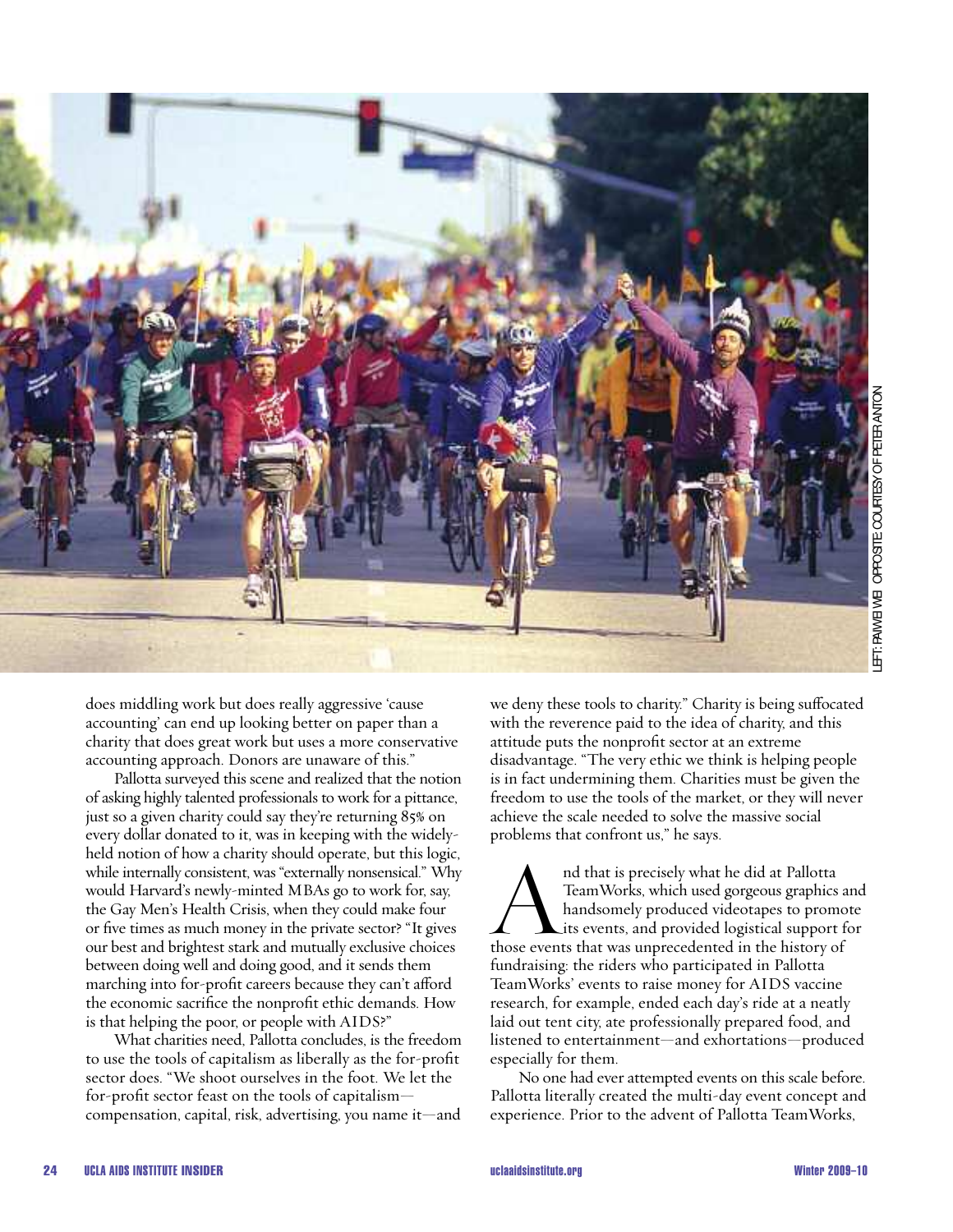LEFT: PAWEI WEI OPPOSITE COURTESY OF PETER ANTON

does middling work but does really aggressive 'cause accounting' can end up looking better on paper than a charity that does great work but uses a more conservative accounting approach. Donors are unaware of this."

Pallotta surveyed this scene and realized that the notion of asking highly talented professionals to work for a pittance, just so a given charity could say they're returning 85% on every dollar donated to it, was in keeping with the widely-held notion of how a charity should operate, but this logic, while internally consistent, was "externally nonsensical." Why would Harvard's newly-minted MBAs go to work for, say, the Gay Men's Health Crisis, when they could make four or five times as much money in the private sector? "It gives our best and brightest stark and mutually exclusive choices between doing well and doing good, and it sends them marching into for-profit careers because they can't afford the economic sacrifice the nonprofit ethic demands. How is that helping the poor, or people with AIDS?"

What charities need, Pallotta concludes, is the freedom to use the tools of capitalism as liberally as the for-profit sector does. "We shoot ourselves in the foot. We let the for-profit sector feast on the tools of capitalism—compensation, capital, risk, advertising, you name it—and we deny these tools to charity." Charity is being suffocated with the reverence paid to the idea of charity, and this attitude puts the nonprofit sector at an extreme disadvantage. "The very ethic we think is helping people is in fact undermining them. Charities must be given the freedom to use the tools of the market, or they will never achieve the scale needed to solve the massive social problems that confront us," he says.

And that is precisely what he did at Pallotta TeamWorks, which used gorgeous graphics and handsomely produced videotapes to promote its events, and provided logistical support for those events that was unprecedented in the history of fundraising: the riders who participated in Pallotta TeamWorks' events to raise money for AIDS vaccine research, for example, ended each day's ride at a neatly laid out tent city, ate professionally prepared food, and listened to entertainment—and exhortations—produced especially for them.

No one had ever attempted events on this scale before. Pallotta literally created the multi-day event concept and experience. Prior to the advent of Pallotta TeamWorks,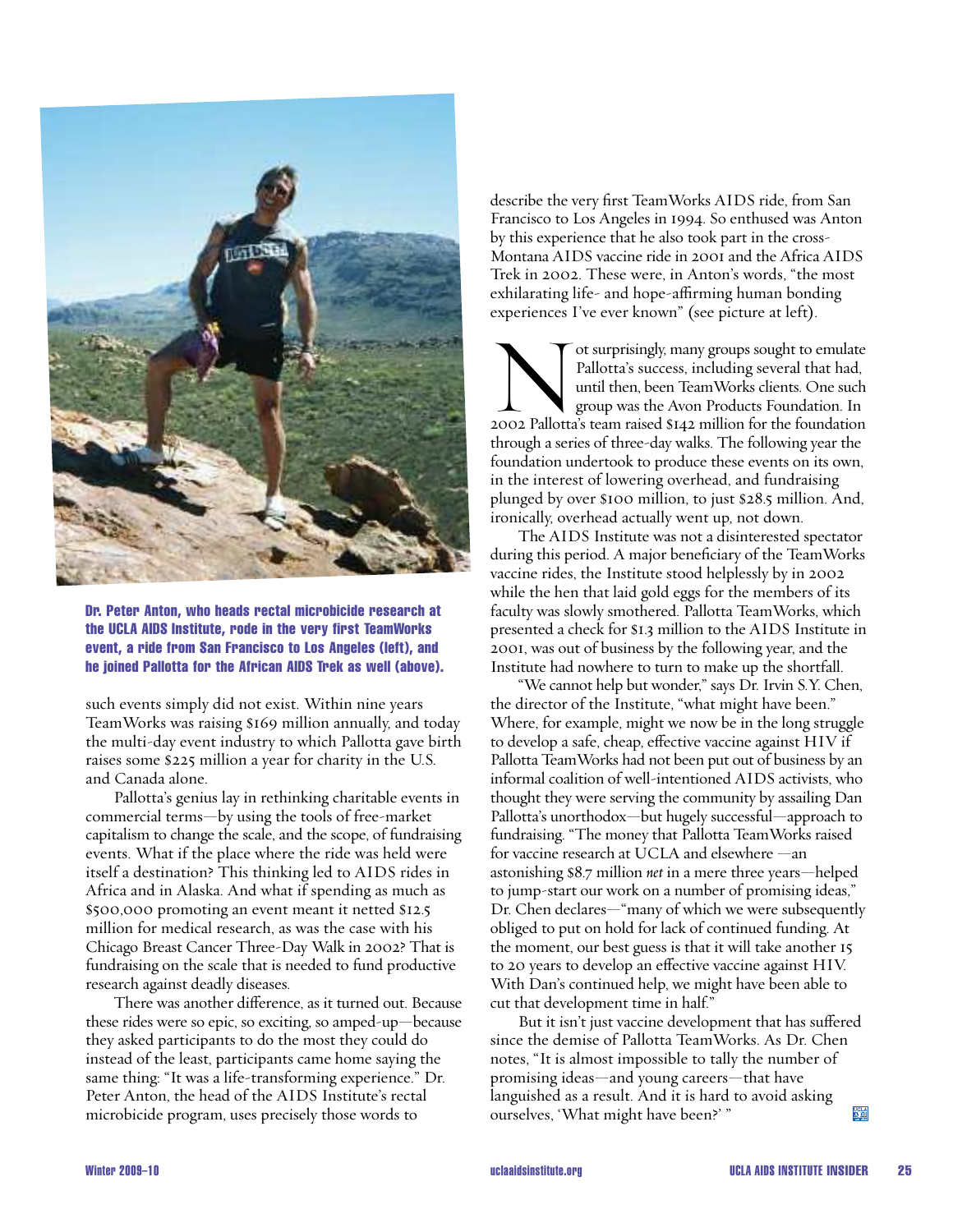Dr. Peter Anton, who heads rectal microbicide research at the UCLA AIDS Institute, rode in the very first TeamWorks event, a ride from San Francisco to Los Angeles (left), and he joined Pallotta for the African AIDS Trek as well (above).

such events simply did not exist. Within nine years TeamWorks was raising $169 million annually, and today the multi-day event industry to which Pallotta gave birth raises some $225 million a year for charity in the U.S. and Canada alone.

Pallotta's genius lay in rethinking charitable events in commercial terms—by using the tools of free-market capitalism to change the scale, and the scope, of fundraising events. What if the place where the ride was held were itself a destination? This thinking led to AIDS rides in Africa and in Alaska. And what if spending as much as $500,000 promoting an event meant it netted $12.5 million for medical research, as was the case with his Chicago Breast Cancer Three-Day Walk in 2002? That is fundraising on the scale that is needed to fund productive research against deadly diseases.

There was another difference, as it turned out. Because these rides were so epic, so exciting, so amped-up—because they asked participants to do the most they could do instead of the least, participants came home saying the same thing: "It was a life-transforming experience." Dr. Peter Anton, the head of the AIDS Institute's rectal microbicide program, uses precisely those words to describe the very first TeamWorks AIDS ride, from San Francisco to Los Angeles in 1994. So enthused was Anton by this experience that he also took part in the cross-Montana AIDS vaccine ride in 2001 and the Africa AIDS Trek in 2002. These were, in Anton's words, "the most exhilarating life- and hope-affirming human bonding experiences I've ever known" (see picture at left).

Not surprisingly, many groups sought to emulate Pallotta's success, including several that had, until then, been TeamWorks clients. One such group was the Avon Products Foundation. In 2002 Pallotta's team raised $142 million for the foundation through a series of three-day walks. The following year the foundation undertook to produce these events on its own, in the interest of lowering overhead, and fundraising plunged by over $100 million, to just $28.5 million. And, ironically, overhead actually went up, not down.

The AIDS Institute was not a disinterested spectator during this period. A major beneficiary of the TeamWorks vaccine rides, the Institute stood helplessly by in 2002 while the hen that laid gold eggs for the members of its faculty was slowly smothered. Pallotta TeamWorks, which presented a check for $1.3 million to the AIDS Institute in 2001, was out of business by the following year, and the Institute had nowhere to turn to make up the shortfall.

"We cannot help but wonder," says Dr. Irvin S.Y. Chen, the director of the Institute, "what might have been." Where, for example, might we now be in the long struggle to develop a safe, cheap, effective vaccine against HIV if Pallotta TeamWorks had not been put out of business by an informal coalition of well-intentioned AIDS activists, who thought they were serving the community by assailing Dan Pallotta's unorthodox—but hugely successful—approach to fundraising. "The money that Pallotta TeamWorks raised for vaccine research at UCLA and elsewhere —an astonishing $8.7 million *net* in a mere three years—helped to jump-start our work on a number of promising ideas," Dr. Chen declares—"many of which we were subsequently obliged to put on hold for lack of continued funding. At the moment, our best guess is that it will take another 15 to 20 years to develop an effective vaccine against HIV. With Dan's continued help, we might have been able to cut that development time in half."

But it isn't just vaccine development that has suffered since the demise of Pallotta TeamWorks. As Dr. Chen notes, "It is almost impossible to tally the number of promising ideas—and young careers—that have languished as a result. And it is hard to avoid asking ourselves, 'What might have been?' "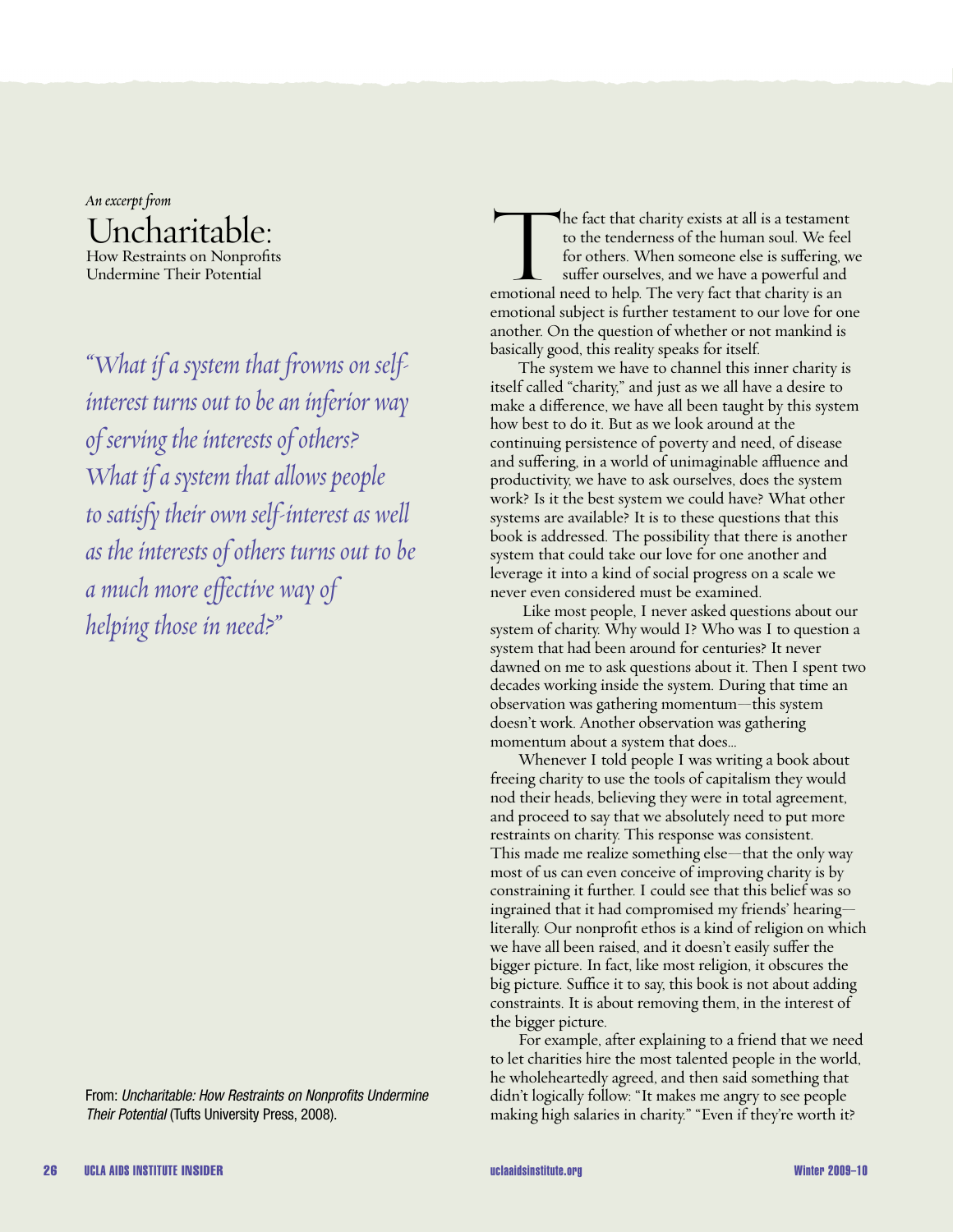*An excerpt from*

# Uncharitable:

## How Restraints on Nonprofits Undermine Their Potential

*"What if a system that frowns on self-interest turns out to be an inferior way of serving the interests of others? What if a system that allows people to satisfy their own self-interest as well as the interests of others turns out to be a much more effective way of helping those in need?"*

From: *Uncharitable: How Restraints on Nonprofits Undermine Their Potential* (Tufts University Press, 2008).

The fact that charity exists at all is a testament to the tenderness of the human soul. We feel for others. When someone else is suffering, we suffer ourselves, and we have a powerful and emotional need to help. The very fact that charity is an emotional subject is further testament to our love for one another. On the question of whether or not mankind is basically good, this reality speaks for itself.

The system we have to channel this inner charity is itself called "charity," and just as we all have a desire to make a difference, we have all been taught by this system how best to do it. But as we look around at the continuing persistence of poverty and need, of disease and suffering, in a world of unimaginable affluence and productivity, we have to ask ourselves, does the system work? Is it the best system we could have? What other systems are available? It is to these questions that this book is addressed. The possibility that there is another system that could take our love for one another and leverage it into a kind of social progress on a scale we never even considered must be examined.

Like most people, I never asked questions about our system of charity. Why would I? Who was I to question a system that had been around for centuries? It never dawned on me to ask questions about it. Then I spent two decades working inside the system. During that time an observation was gathering momentum—this system doesn't work. Another observation was gathering momentum about a system that does...

Whenever I told people I was writing a book about freeing charity to use the tools of capitalism they would nod their heads, believing they were in total agreement, and proceed to say that we absolutely need to put more restraints on charity. This response was consistent. This made me realize something else—that the only way most of us can even conceive of improving charity is by constraining it further. I could see that this belief was so ingrained that it had compromised my friends' hearing—literally. Our nonprofit ethos is a kind of religion on which we have all been raised, and it doesn't easily suffer the bigger picture. In fact, like most religion, it obscures the big picture. Suffice it to say, this book is not about adding constraints. It is about removing them, in the interest of the bigger picture.

For example, after explaining to a friend that we need to let charities hire the most talented people in the world, he wholeheartedly agreed, and then said something that didn't logically follow: "It makes me angry to see people making high salaries in charity." "Even if they're worth it?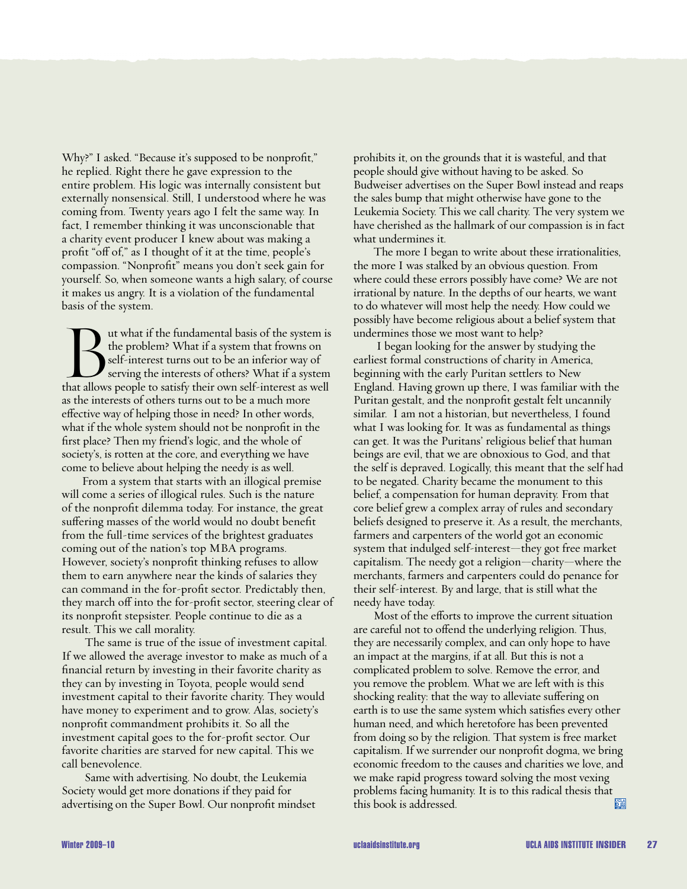Why?" I asked. "Because it's supposed to be nonprofit," he replied. Right there he gave expression to the entire problem. His logic was internally consistent but externally nonsensical. Still, I understood where he was coming from. Twenty years ago I felt the same way. In fact, I remember thinking it was unconscionable that a charity event producer I knew about was making a profit "off of," as I thought of it at the time, people's compassion. "Nonprofit" means you don't seek gain for yourself. So, when someone wants a high salary, of course it makes us angry. It is a violation of the fundamental basis of the system.

But what if the fundamental basis of the system is the problem? What if a system that frowns on self-interest turns out to be an inferior way of serving the interests of others? What if a system that allows people to satisfy their own self-interest as well as the interests of others turns out to be a much more effective way of helping those in need? In other words, what if the whole system should not be nonprofit in the first place? Then my friend's logic, and the whole of society's, is rotten at the core, and everything we have come to believe about helping the needy is as well.

From a system that starts with an illogical premise will come a series of illogical rules. Such is the nature of the nonprofit dilemma today. For instance, the great suffering masses of the world would no doubt benefit from the full-time services of the brightest graduates coming out of the nation's top MBA programs. However, society's nonprofit thinking refuses to allow them to earn anywhere near the kinds of salaries they can command in the for-profit sector. Predictably then, they march off into the for-profit sector, steering clear of its nonprofit stepsister. People continue to die as a result. This we call morality.

The same is true of the issue of investment capital. If we allowed the average investor to make as much of a financial return by investing in their favorite charity as they can by investing in Toyota, people would send investment capital to their favorite charity. They would have money to experiment and to grow. Alas, society's nonprofit commandment prohibits it. So all the investment capital goes to the for-profit sector. Our favorite charities are starved for new capital. This we call benevolence.

Same with advertising. No doubt, the Leukemia Society would get more donations if they paid for advertising on the Super Bowl. Our nonprofit mindset prohibits it, on the grounds that it is wasteful, and that people should give without having to be asked. So Budweiser advertises on the Super Bowl instead and reaps the sales bump that might otherwise have gone to the Leukemia Society. This we call charity. The very system we have cherished as the hallmark of our compassion is in fact what undermines it.

The more I began to write about these irrationalities, the more I was stalked by an obvious question. From where could these errors possibly have come? We are not irrational by nature. In the depths of our hearts, we want to do whatever will most help the needy. How could we possibly have become religious about a belief system that undermines those we most want to help?

I began looking for the answer by studying the earliest formal constructions of charity in America, beginning with the early Puritan settlers to New England. Having grown up there, I was familiar with the Puritan gestalt, and the nonprofit gestalt felt uncannily similar. I am not a historian, but nevertheless, I found what I was looking for. It was as fundamental as things can get. It was the Puritans' religious belief that human beings are evil, that we are obnoxious to God, and that the self is depraved. Logically, this meant that the self had to be negated. Charity became the monument to this belief, a compensation for human depravity. From that core belief grew a complex array of rules and secondary beliefs designed to preserve it. As a result, the merchants, farmers and carpenters of the world got an economic system that indulged self-interest—they got free market capitalism. The needy got a religion—charity—where the merchants, farmers and carpenters could do penance for their self-interest. By and large, that is still what the needy have today.

Most of the efforts to improve the current situation are careful not to offend the underlying religion. Thus, they are necessarily complex, and can only hope to have an impact at the margins, if at all. But this is not a complicated problem to solve. Remove the error, and you remove the problem. What we are left with is this shocking reality: that the way to alleviate suffering on earth is to use the same system which satisfies every other human need, and which heretofore has been prevented from doing so by the religion. That system is free market capitalism. If we surrender our nonprofit dogma, we bring economic freedom to the causes and charities we love, and we make rapid progress toward solving the most vexing problems facing humanity. It is to this radical thesis that this book is addressed.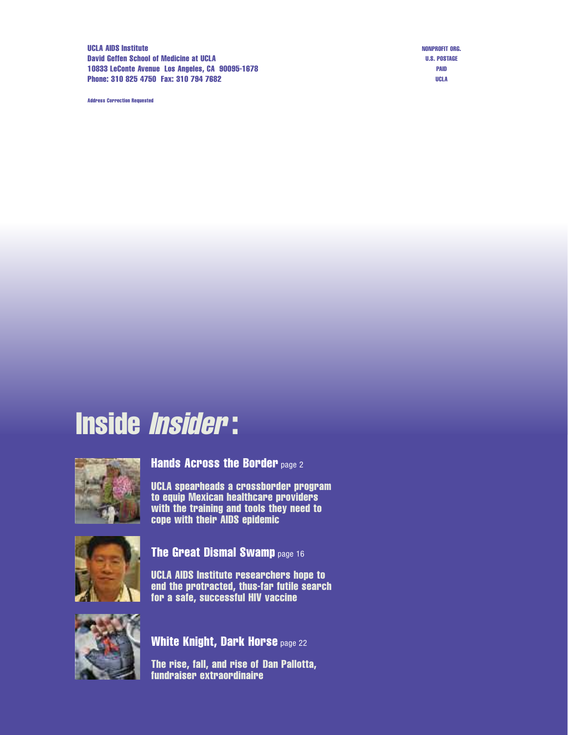**UCLA AIDS Institute**
**David Geffen School of Medicine at UCLA**
**10833 LeConte Avenue Los Angeles, CA 90095-1678**
**Phone: 310 825 4750 Fax: 310 794 7682**

NONPROFIT ORG.
U.S. POSTAGE
PAID
UCLA

Address Correction Requested

# Inside *Insider*:

## Hands Across the Border page 2

UCLA spearheads a crossborder program to equip Mexican healthcare providers with the training and tools they need to cope with their AIDS epidemic

## The Great Dismal Swamp page 16

UCLA AIDS Institute researchers hope to end the protracted, thus-far futile search for a safe, successful HIV vaccine

## White Knight, Dark Horse page 22

The rise, fall, and rise of Dan Pallotta, fundraiser extraordinaire